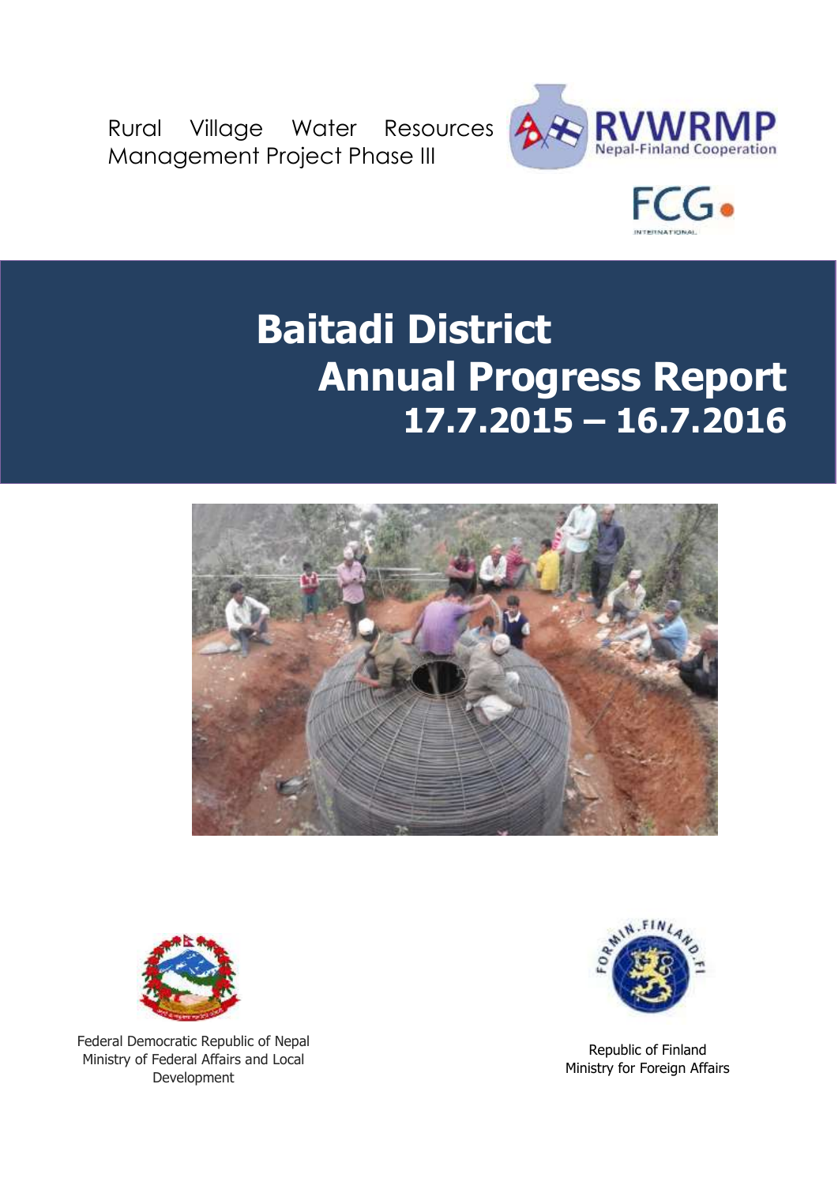Rural Village Water Resources Management Project Phase III

RVWRMP
Nepal-Finland Cooperation

FCG
INTERNATIONAL

# Baitadi District
# Annual Progress Report
## 17.7.2015 – 16.7.2016

Federal Democratic Republic of Nepal
Ministry of Federal Affairs and Local Development

Republic of Finland
Ministry for Foreign Affairs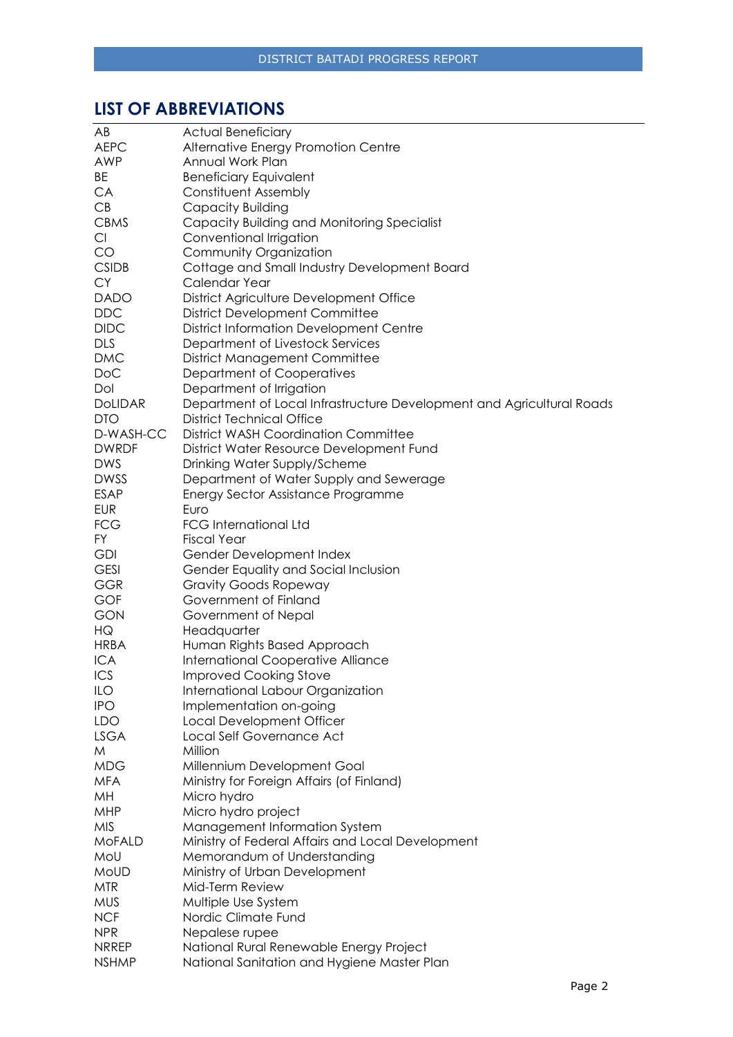## LIST OF ABBREVIATIONS

| | |
|---|---|
| AB | Actual Beneficiary |
| AEPC | Alternative Energy Promotion Centre |
| AWP | Annual Work Plan |
| BE | Beneficiary Equivalent |
| CA | Constituent Assembly |
| CB | Capacity Building |
| CBMS | Capacity Building and Monitoring Specialist |
| CI | Conventional Irrigation |
| CO | Community Organization |
| CSIDB | Cottage and Small Industry Development Board |
| CY | Calendar Year |
| DADO | District Agriculture Development Office |
| DDC | District Development Committee |
| DIDC | District Information Development Centre |
| DLS | Department of Livestock Services |
| DMC | District Management Committee |
| DoC | Department of Cooperatives |
| DoI | Department of Irrigation |
| DoLIDAR | Department of Local Infrastructure Development and Agricultural Roads |
| DTO | District Technical Office |
| D-WASH-CC | District WASH Coordination Committee |
| DWRDF | District Water Resource Development Fund |
| DWS | Drinking Water Supply/Scheme |
| DWSS | Department of Water Supply and Sewerage |
| ESAP | Energy Sector Assistance Programme |
| EUR | Euro |
| FCG | FCG International Ltd |
| FY | Fiscal Year |
| GDI | Gender Development Index |
| GESI | Gender Equality and Social Inclusion |
| GGR | Gravity Goods Ropeway |
| GOF | Government of Finland |
| GON | Government of Nepal |
| HQ | Headquarter |
| HRBA | Human Rights Based Approach |
| ICA | International Cooperative Alliance |
| ICS | Improved Cooking Stove |
| ILO | International Labour Organization |
| IPO | Implementation on-going |
| LDO | Local Development Officer |
| LSGA | Local Self Governance Act |
| M | Million |
| MDG | Millennium Development Goal |
| MFA | Ministry for Foreign Affairs (of Finland) |
| MH | Micro hydro |
| MHP | Micro hydro project |
| MIS | Management Information System |
| MoFALD | Ministry of Federal Affairs and Local Development |
| MoU | Memorandum of Understanding |
| MoUD | Ministry of Urban Development |
| MTR | Mid-Term Review |
| MUS | Multiple Use System |
| NCF | Nordic Climate Fund |
| NPR | Nepalese rupee |
| NRREP | National Rural Renewable Energy Project |
| NSHMP | National Sanitation and Hygiene Master Plan |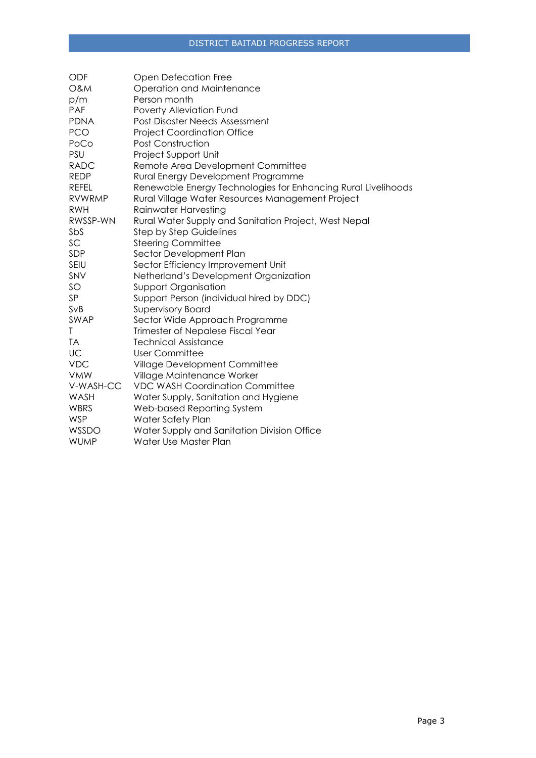| | |
|---|---|
| ODF | Open Defecation Free |
| O&M | Operation and Maintenance |
| p/m | Person month |
| PAF | Poverty Alleviation Fund |
| PDNA | Post Disaster Needs Assessment |
| PCO | Project Coordination Office |
| PoCo | Post Construction |
| PSU | Project Support Unit |
| RADC | Remote Area Development Committee |
| REDP | Rural Energy Development Programme |
| REFEL | Renewable Energy Technologies for Enhancing Rural Livelihoods |
| RVWRMP | Rural Village Water Resources Management Project |
| RWH | Rainwater Harvesting |
| RWSSP-WN | Rural Water Supply and Sanitation Project, West Nepal |
| SbS | Step by Step Guidelines |
| SC | Steering Committee |
| SDP | Sector Development Plan |
| SEIU | Sector Efficiency Improvement Unit |
| SNV | Netherland's Development Organization |
| SO | Support Organisation |
| SP | Support Person (individual hired by DDC) |
| SvB | Supervisory Board |
| SWAP | Sector Wide Approach Programme |
| T | Trimester of Nepalese Fiscal Year |
| TA | Technical Assistance |
| UC | User Committee |
| VDC | Village Development Committee |
| VMW | Village Maintenance Worker |
| V-WASH-CC | VDC WASH Coordination Committee |
| WASH | Water Supply, Sanitation and Hygiene |
| WBRS | Web-based Reporting System |
| WSP | Water Safety Plan |
| WSSDO | Water Supply and Sanitation Division Office |
| WUMP | Water Use Master Plan |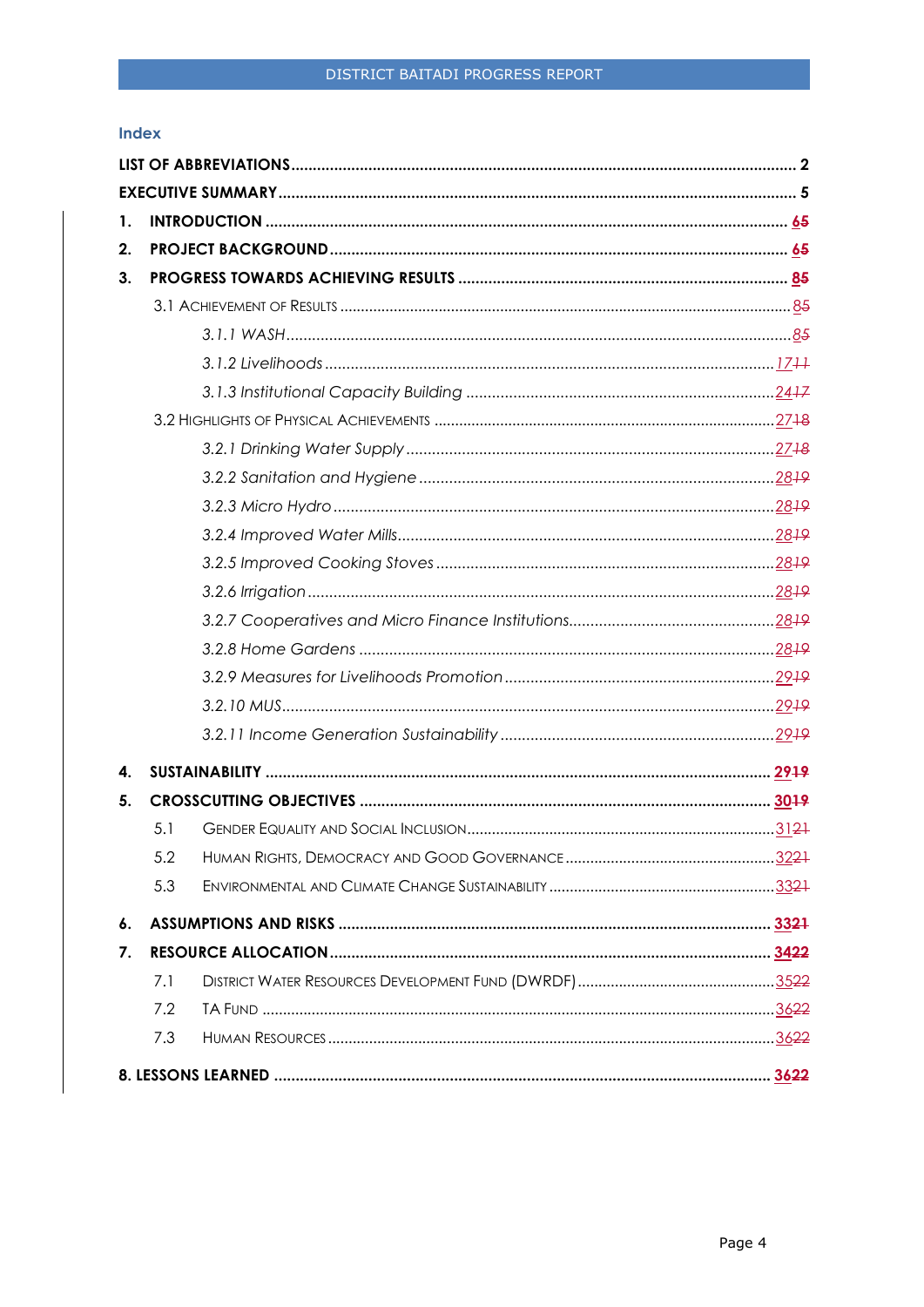## Index

| | |
|---|---|
| **LIST OF ABBREVIATIONS** | **2** |
| **EXECUTIVE SUMMARY** | **5** |
| **1. INTRODUCTION** | **6~~5~~** |
| **2. PROJECT BACKGROUND** | **6~~5~~** |
| **3. PROGRESS TOWARDS ACHIEVING RESULTS** | **8~~5~~** |
| 3.1 ACHIEVEMENT OF RESULTS | 8~~5~~ |
| *3.1.1 WASH* | 8~~5~~ |
| *3.1.2 Livelihoods* | 17~~11~~ |
| *3.1.3 Institutional Capacity Building* | 24~~17~~ |
| 3.2 HIGHLIGHTS OF PHYSICAL ACHIEVEMENTS | 27~~18~~ |
| *3.2.1 Drinking Water Supply* | 27~~18~~ |
| *3.2.2 Sanitation and Hygiene* | 28~~19~~ |
| *3.2.3 Micro Hydro* | 28~~19~~ |
| *3.2.4 Improved Water Mills* | 28~~19~~ |
| *3.2.5 Improved Cooking Stoves* | 28~~19~~ |
| *3.2.6 Irrigation* | 28~~19~~ |
| *3.2.7 Cooperatives and Micro Finance Institutions* | 28~~19~~ |
| *3.2.8 Home Gardens* | 28~~19~~ |
| *3.2.9 Measures for Livelihoods Promotion* | 29~~19~~ |
| *3.2.10 MUS* | 29~~19~~ |
| *3.2.11 Income Generation Sustainability* | 29~~19~~ |
| **4. SUSTAINABILITY** | **29~~19~~** |
| **5. CROSSCUTTING OBJECTIVES** | **30~~19~~** |
| 5.1 GENDER EQUALITY AND SOCIAL INCLUSION | 31~~21~~ |
| 5.2 HUMAN RIGHTS, DEMOCRACY AND GOOD GOVERNANCE | 32~~21~~ |
| 5.3 ENVIRONMENTAL AND CLIMATE CHANGE SUSTAINABILITY | 33~~21~~ |
| **6. ASSUMPTIONS AND RISKS** | **33~~21~~** |
| **7. RESOURCE ALLOCATION** | **34~~22~~** |
| 7.1 DISTRICT WATER RESOURCES DEVELOPMENT FUND (DWRDF) | 35~~22~~ |
| 7.2 TA FUND | 36~~22~~ |
| 7.3 HUMAN RESOURCES | 36~~22~~ |
| **8. LESSONS LEARNED** | **36~~22~~** |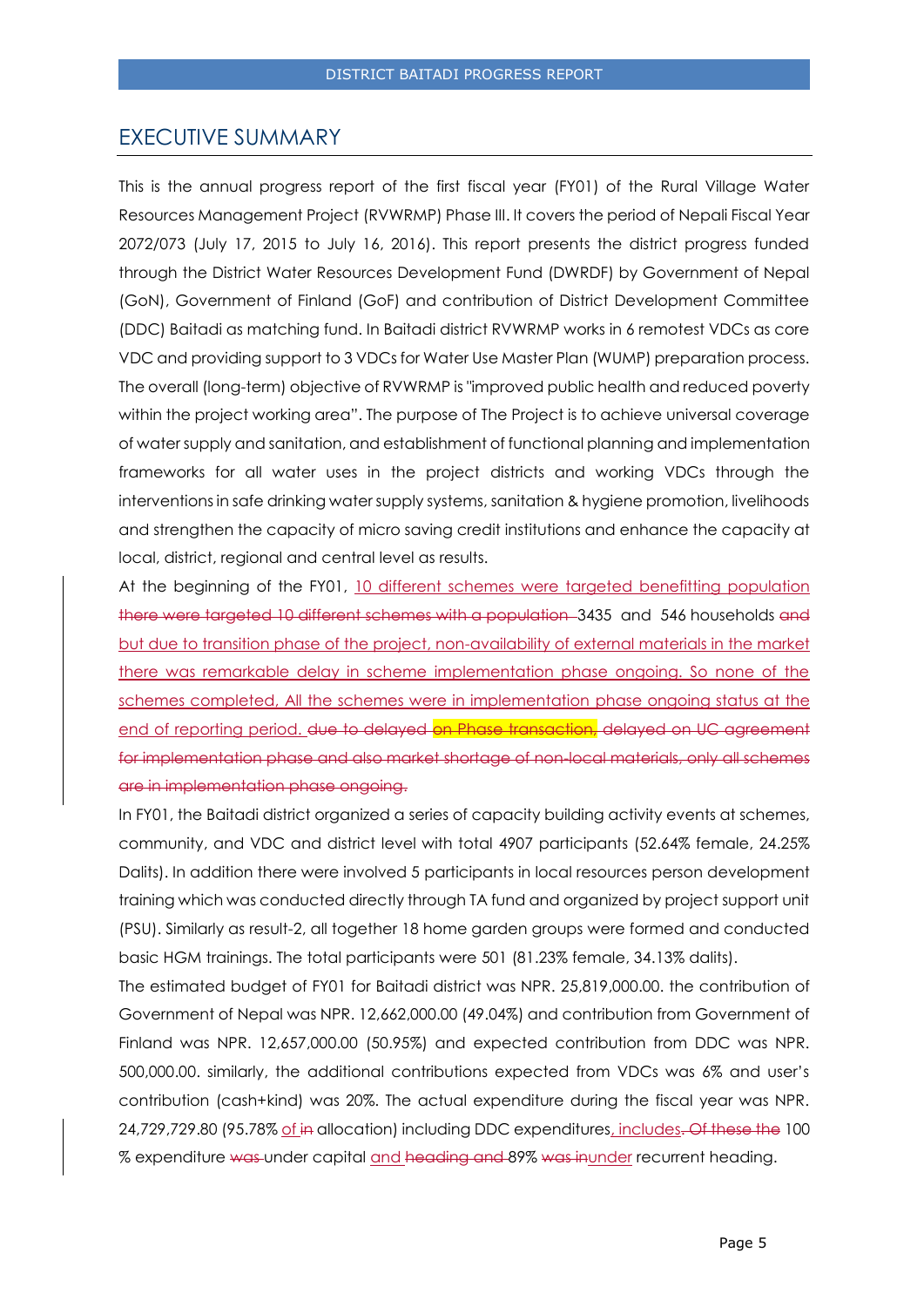# EXECUTIVE SUMMARY

This is the annual progress report of the first fiscal year (FY01) of the Rural Village Water Resources Management Project (RVWRMP) Phase III. It covers the period of Nepali Fiscal Year 2072/073 (July 17, 2015 to July 16, 2016). This report presents the district progress funded through the District Water Resources Development Fund (DWRDF) by Government of Nepal (GoN), Government of Finland (GoF) and contribution of District Development Committee (DDC) Baitadi as matching fund. In Baitadi district RVWRMP works in 6 remotest VDCs as core VDC and providing support to 3 VDCs for Water Use Master Plan (WUMP) preparation process. The overall (long-term) objective of RVWRMP is "improved public health and reduced poverty within the project working area". The purpose of The Project is to achieve universal coverage of water supply and sanitation, and establishment of functional planning and implementation frameworks for all water uses in the project districts and working VDCs through the interventions in safe drinking water supply systems, sanitation & hygiene promotion, livelihoods and strengthen the capacity of micro saving credit institutions and enhance the capacity at local, district, regional and central level as results.

At the beginning of the FY01, 10 different schemes were targeted benefitting population ~~there were targeted 10 different schemes with a population~~ 3435 and 546 households ~~and~~ but due to transition phase of the project, non-availability of external materials in the market there was remarkable delay in scheme implementation phase ongoing. So none of the schemes completed, All the schemes were in implementation phase ongoing status at the end of reporting period. ~~due to delayed on Phase transaction, delayed on UC agreement for implementation phase and also market shortage of non-local materials, only all schemes are in implementation phase ongoing.~~

In FY01, the Baitadi district organized a series of capacity building activity events at schemes, community, and VDC and district level with total 4907 participants (52.64% female, 24.25% Dalits). In addition there were involved 5 participants in local resources person development training which was conducted directly through TA fund and organized by project support unit (PSU). Similarly as result-2, all together 18 home garden groups were formed and conducted basic HGM trainings. The total participants were 501 (81.23% female, 34.13% dalits).

The estimated budget of FY01 for Baitadi district was NPR. 25,819,000.00. the contribution of Government of Nepal was NPR. 12,662,000.00 (49.04%) and contribution from Government of Finland was NPR. 12,657,000.00 (50.95%) and expected contribution from DDC was NPR. 500,000.00. similarly, the additional contributions expected from VDCs was 6% and user's contribution (cash+kind) was 20%. The actual expenditure during the fiscal year was NPR. 24,729,729.80 (95.78% of ~~in~~ allocation) including DDC expenditures, includes~~. Of these the~~ 100 % expenditure ~~was~~ under capital and ~~heading and~~ 89% ~~was in~~under recurrent heading.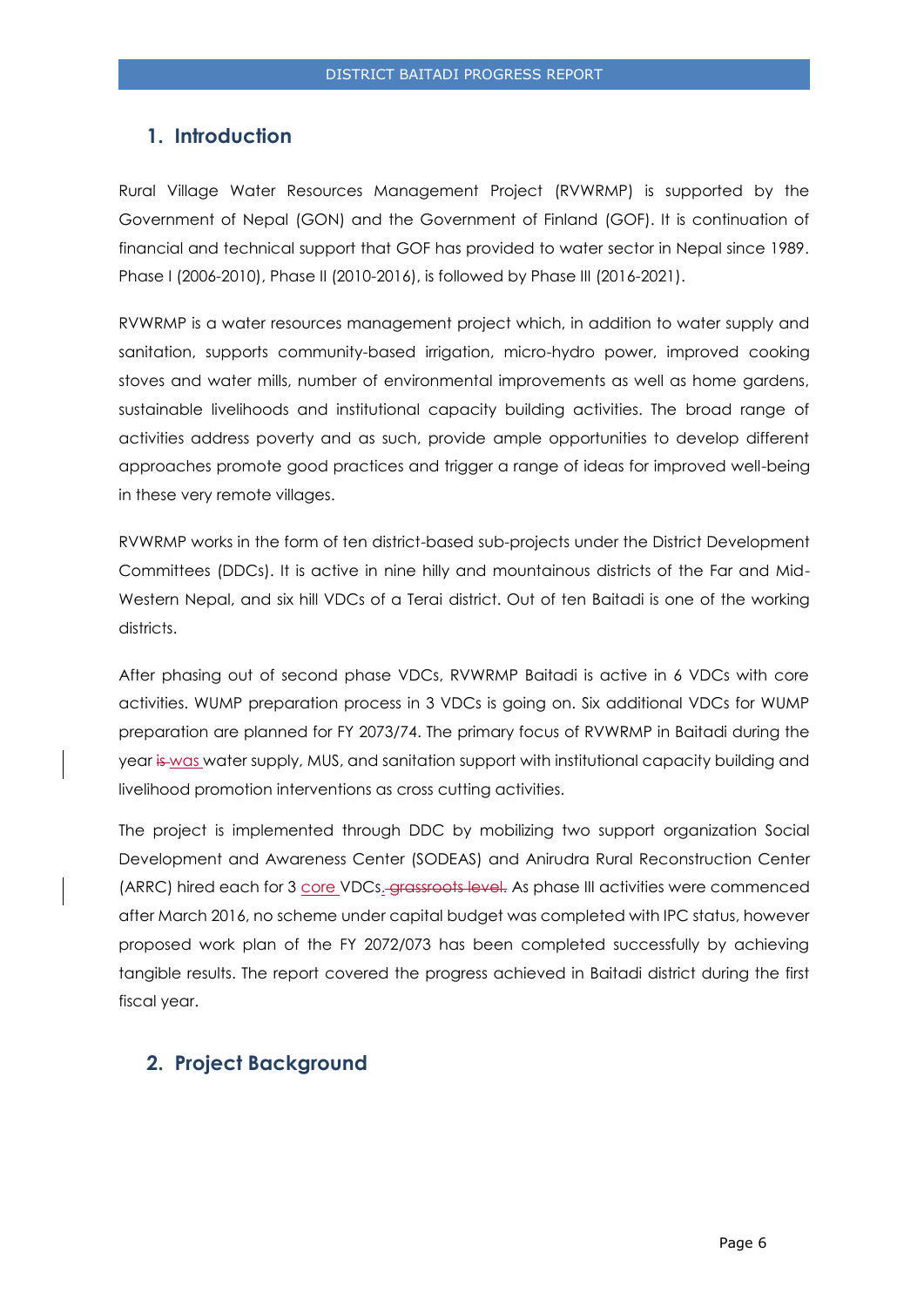## 1. Introduction

Rural Village Water Resources Management Project (RVWRMP) is supported by the Government of Nepal (GON) and the Government of Finland (GOF). It is continuation of financial and technical support that GOF has provided to water sector in Nepal since 1989. Phase I (2006-2010), Phase II (2010-2016), is followed by Phase III (2016-2021).

RVWRMP is a water resources management project which, in addition to water supply and sanitation, supports community-based irrigation, micro-hydro power, improved cooking stoves and water mills, number of environmental improvements as well as home gardens, sustainable livelihoods and institutional capacity building activities. The broad range of activities address poverty and as such, provide ample opportunities to develop different approaches promote good practices and trigger a range of ideas for improved well-being in these very remote villages.

RVWRMP works in the form of ten district-based sub-projects under the District Development Committees (DDCs). It is active in nine hilly and mountainous districts of the Far and Mid-Western Nepal, and six hill VDCs of a Terai district. Out of ten Baitadi is one of the working districts.

After phasing out of second phase VDCs, RVWRMP Baitadi is active in 6 VDCs with core activities. WUMP preparation process in 3 VDCs is going on. Six additional VDCs for WUMP preparation are planned for FY 2073/74. The primary focus of RVWRMP in Baitadi during the year ~~is~~ was water supply, MUS, and sanitation support with institutional capacity building and livelihood promotion interventions as cross cutting activities.

The project is implemented through DDC by mobilizing two support organization Social Development and Awareness Center (SODEAS) and Anirudra Rural Reconstruction Center (ARRC) hired each for 3 core VDCs~~. grassroots level.~~ As phase III activities were commenced after March 2016, no scheme under capital budget was completed with IPC status, however proposed work plan of the FY 2072/073 has been completed successfully by achieving tangible results. The report covered the progress achieved in Baitadi district during the first fiscal year.

## 2. Project Background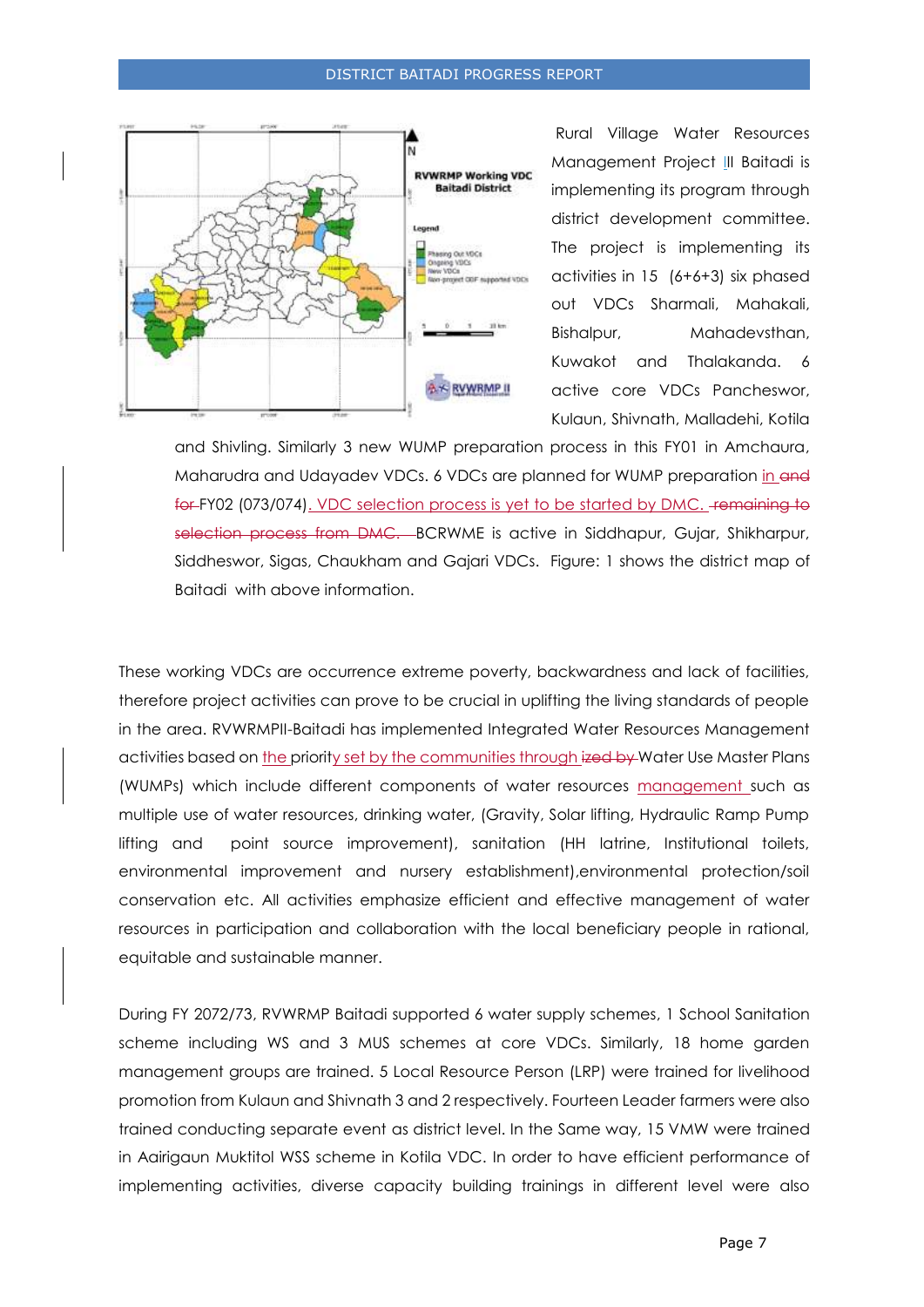RVWRMP Working VDC
Baitadi District

Legend

Phasing Out VDCs
Ongoing VDCs
New VDCs
Non-project DDF supported VDCs

RVWRMP II

Rural Village Water Resources Management Project II Baitadi is implementing its program through district development committee. The project is implementing its activities in 15 (6+6+3) six phased out VDCs Sharmali, Mahakali, Bishalpur, Mahadevsthan, Kuwakot and Thalakanda. 6 active core VDCs Pancheswor, Kulaun, Shivnath, Malladehi, Kotila and Shivling. Similarly 3 new WUMP preparation process in this FY01 in Amchaura, Maharudra and Udayadev VDCs. 6 VDCs are planned for WUMP preparation in ~~and for~~ FY02 (073/074). VDC selection process is yet to be started by DMC. ~~remaining to selection process from DMC.~~ BCRWME is active in Siddhapur, Gujar, Shikharpur, Siddheswor, Sigas, Chaukham and Gajari VDCs. Figure: 1 shows the district map of Baitadi with above information.

These working VDCs are occurrence extreme poverty, backwardness and lack of facilities, therefore project activities can prove to be crucial in uplifting the living standards of people in the area. RVWRMPII-Baitadi has implemented Integrated Water Resources Management activities based on the priority set by the communities through ~~ized by~~ Water Use Master Plans (WUMPs) which include different components of water resources management such as multiple use of water resources, drinking water, (Gravity, Solar lifting, Hydraulic Ramp Pump lifting and point source improvement), sanitation (HH latrine, Institutional toilets, environmental improvement and nursery establishment),environmental protection/soil conservation etc. All activities emphasize efficient and effective management of water resources in participation and collaboration with the local beneficiary people in rational, equitable and sustainable manner.

During FY 2072/73, RVWRMP Baitadi supported 6 water supply schemes, 1 School Sanitation scheme including WS and 3 MUS schemes at core VDCs. Similarly, 18 home garden management groups are trained. 5 Local Resource Person (LRP) were trained for livelihood promotion from Kulaun and Shivnath 3 and 2 respectively. Fourteen Leader farmers were also trained conducting separate event as district level. In the Same way, 15 VMW were trained in Aairigaun Muktitol WSS scheme in Kotila VDC. In order to have efficient performance of implementing activities, diverse capacity building trainings in different level were also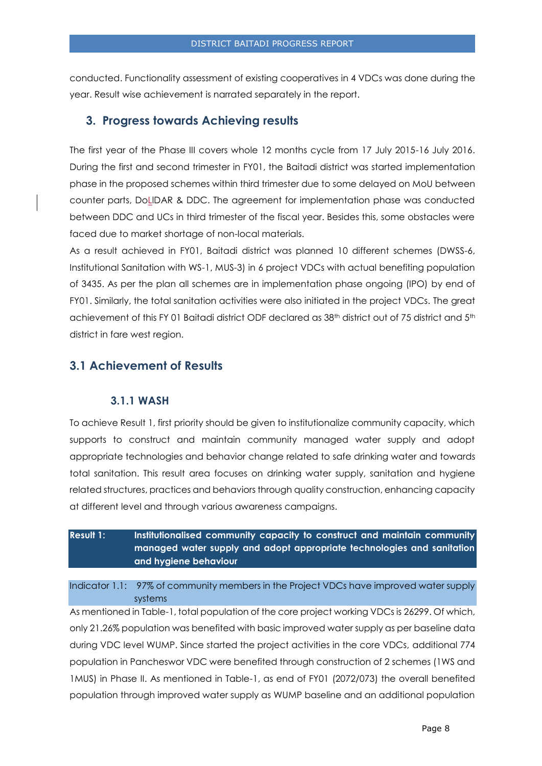conducted. Functionality assessment of existing cooperatives in 4 VDCs was done during the year. Result wise achievement is narrated separately in the report.

## 3. Progress towards Achieving results

The first year of the Phase III covers whole 12 months cycle from 17 July 2015-16 July 2016. During the first and second trimester in FY01, the Baitadi district was started implementation phase in the proposed schemes within third trimester due to some delayed on MoU between counter parts, DoLIDAR & DDC. The agreement for implementation phase was conducted between DDC and UCs in third trimester of the fiscal year. Besides this, some obstacles were faced due to market shortage of non-local materials.

As a result achieved in FY01, Baitadi district was planned 10 different schemes (DWSS-6, Institutional Sanitation with WS-1, MUS-3) in 6 project VDCs with actual benefiting population of 3435. As per the plan all schemes are in implementation phase ongoing (IPO) by end of FY01. Similarly, the total sanitation activities were also initiated in the project VDCs. The great achievement of this FY 01 Baitadi district ODF declared as 38th district out of 75 district and 5th district in fare west region.

## 3.1 Achievement of Results

### 3.1.1 WASH

To achieve Result 1, first priority should be given to institutionalize community capacity, which supports to construct and maintain community managed water supply and adopt appropriate technologies and behavior change related to safe drinking water and towards total sanitation. This result area focuses on drinking water supply, sanitation and hygiene related structures, practices and behaviors through quality construction, enhancing capacity at different level and through various awareness campaigns.

**Result 1: Institutionalised community capacity to construct and maintain community managed water supply and adopt appropriate technologies and sanitation and hygiene behaviour**

Indicator 1.1: 97% of community members in the Project VDCs have improved water supply systems

As mentioned in Table-1, total population of the core project working VDCs is 26299. Of which, only 21.26% population was benefited with basic improved water supply as per baseline data during VDC level WUMP. Since started the project activities in the core VDCs, additional 774 population in Pancheswor VDC were benefited through construction of 2 schemes (1WS and 1MUS) in Phase II. As mentioned in Table-1, as end of FY01 (2072/073) the overall benefited population through improved water supply as WUMP baseline and an additional population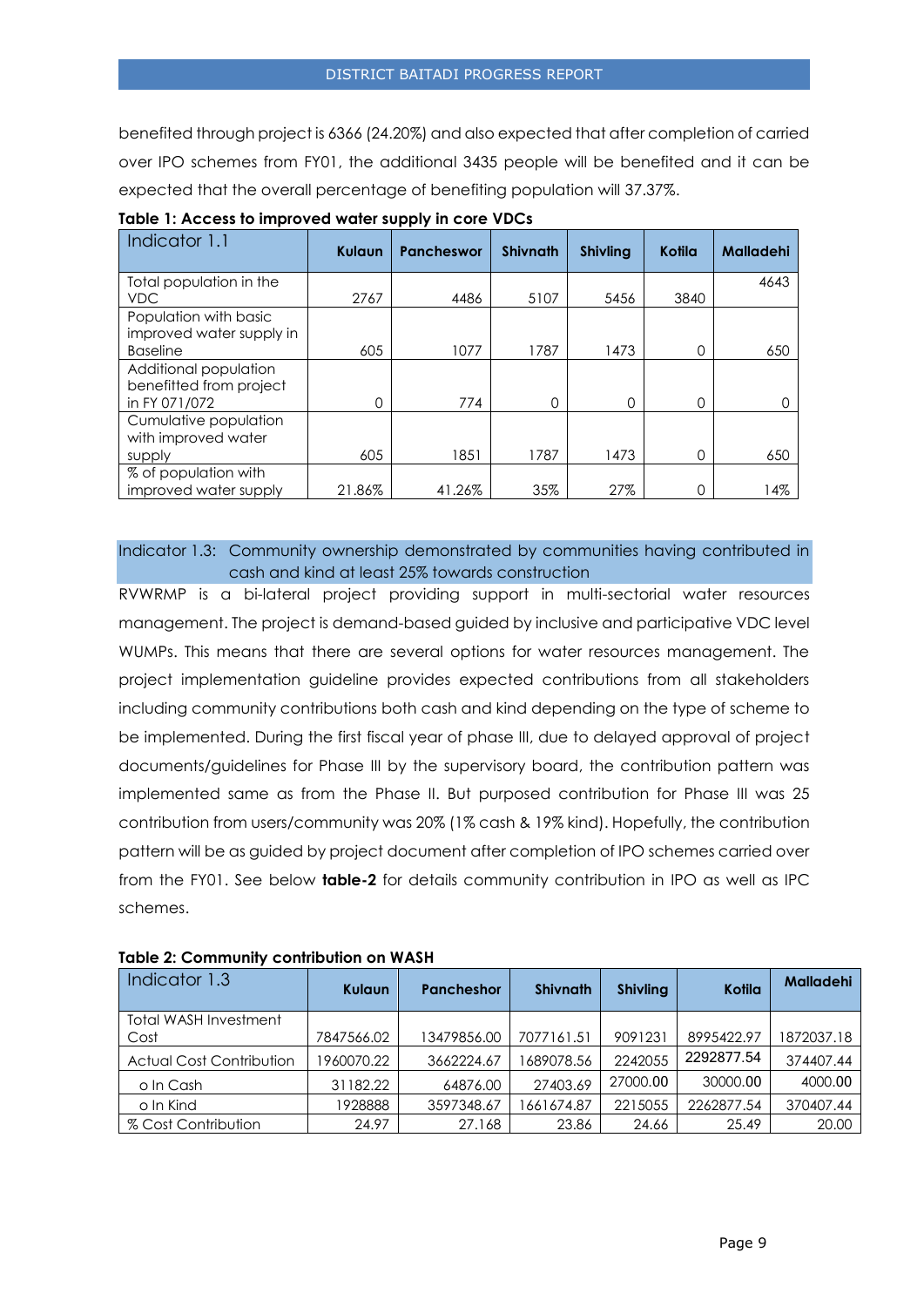benefited through project is 6366 (24.20%) and also expected that after completion of carried over IPO schemes from FY01, the additional 3435 people will be benefited and it can be expected that the overall percentage of benefiting population will 37.37%.

**Table 1: Access to improved water supply in core VDCs**

| Indicator 1.1 | Kulaun | Pancheswor | Shivnath | Shivling | Kotila | Malladehi |
|---|---|---|---|---|---|---|
| Total population in the VDC | 2767 | 4486 | 5107 | 5456 | 3840 | 4643 |
| Population with basic improved water supply in Baseline | 605 | 1077 | 1787 | 1473 | 0 | 650 |
| Additional population benefitted from project in FY 071/072 | 0 | 774 | 0 | 0 | 0 | 0 |
| Cumulative population with improved water supply | 605 | 1851 | 1787 | 1473 | 0 | 650 |
| % of population with improved water supply | 21.86% | 41.26% | 35% | 27% | 0 | 14% |

**Indicator 1.3: Community ownership demonstrated by communities having contributed in cash and kind at least 25% towards construction**

RVWRMP is a bi-lateral project providing support in multi-sectorial water resources management. The project is demand-based guided by inclusive and participative VDC level WUMPs. This means that there are several options for water resources management. The project implementation guideline provides expected contributions from all stakeholders including community contributions both cash and kind depending on the type of scheme to be implemented. During the first fiscal year of phase III, due to delayed approval of project documents/guidelines for Phase III by the supervisory board, the contribution pattern was implemented same as from the Phase II. But purposed contribution for Phase III was 25 contribution from users/community was 20% (1% cash & 19% kind). Hopefully, the contribution pattern will be as guided by project document after completion of IPO schemes carried over from the FY01. See below **table-2** for details community contribution in IPO as well as IPC schemes.

**Table 2: Community contribution on WASH**

| Indicator 1.3 | Kulaun | Pancheshor | Shivnath | Shivling | Kotila | Malladehi |
|---|---|---|---|---|---|---|
| Total WASH Investment Cost | 7847566.02 | 13479856.00 | 7077161.51 | 9091231 | 8995422.97 | 1872037.18 |
| Actual Cost Contribution | 1960070.22 | 3662224.67 | 1689078.56 | 2242055 | 2292877.54 | 374407.44 |
| o In Cash | 31182.22 | 64876.00 | 27403.69 | 27000.00 | 30000.00 | 4000.00 |
| o In Kind | 1928888 | 3597348.67 | 1661674.87 | 2215055 | 2262877.54 | 370407.44 |
| % Cost Contribution | 24.97 | 27.168 | 23.86 | 24.66 | 25.49 | 20.00 |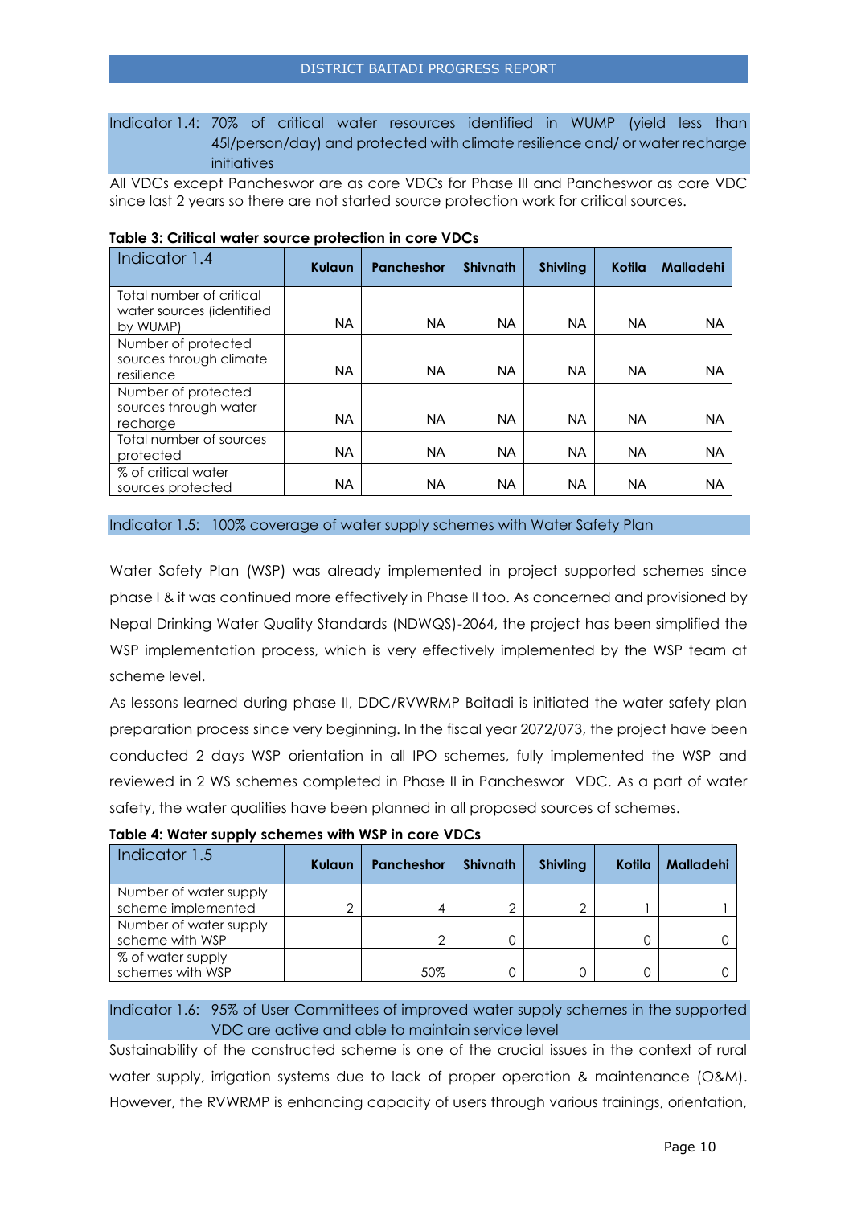Indicator 1.4: 70% of critical water resources identified in WUMP (yield less than 45l/person/day) and protected with climate resilience and/ or water recharge initiatives

All VDCs except Pancheswor are as core VDCs for Phase III and Pancheswor as core VDC since last 2 years so there are not started source protection work for critical sources.

**Table 3: Critical water source protection in core VDCs**

| Indicator 1.4 | Kulaun | Pancheshor | Shivnath | Shivling | Kotila | Malladehi |
|---|---|---|---|---|---|---|
| Total number of critical water sources (identified by WUMP) | NA | NA | NA | NA | NA | NA |
| Number of protected sources through climate resilience | NA | NA | NA | NA | NA | NA |
| Number of protected sources through water recharge | NA | NA | NA | NA | NA | NA |
| Total number of sources protected | NA | NA | NA | NA | NA | NA |
| % of critical water sources protected | NA | NA | NA | NA | NA | NA |

Indicator 1.5: 100% coverage of water supply schemes with Water Safety Plan

Water Safety Plan (WSP) was already implemented in project supported schemes since phase I & it was continued more effectively in Phase II too. As concerned and provisioned by Nepal Drinking Water Quality Standards (NDWQS)-2064, the project has been simplified the WSP implementation process, which is very effectively implemented by the WSP team at scheme level.

As lessons learned during phase II, DDC/RVWRMP Baitadi is initiated the water safety plan preparation process since very beginning. In the fiscal year 2072/073, the project have been conducted 2 days WSP orientation in all IPO schemes, fully implemented the WSP and reviewed in 2 WS schemes completed in Phase II in Pancheswor VDC. As a part of water safety, the water qualities have been planned in all proposed sources of schemes.

**Table 4: Water supply schemes with WSP in core VDCs**

| Indicator 1.5 | Kulaun | Pancheshor | Shivnath | Shivling | Kotila | Malladehi |
|---|---|---|---|---|---|---|
| Number of water supply scheme implemented | 2 | 4 | 2 | 2 | 1 | 1 |
| Number of water supply scheme with WSP | | 2 | 0 | | 0 | 0 |
| % of water supply schemes with WSP | | 50% | 0 | 0 | 0 | 0 |

Indicator 1.6: 95% of User Committees of improved water supply schemes in the supported VDC are active and able to maintain service level

Sustainability of the constructed scheme is one of the crucial issues in the context of rural water supply, irrigation systems due to lack of proper operation & maintenance (O&M). However, the RVWRMP is enhancing capacity of users through various trainings, orientation,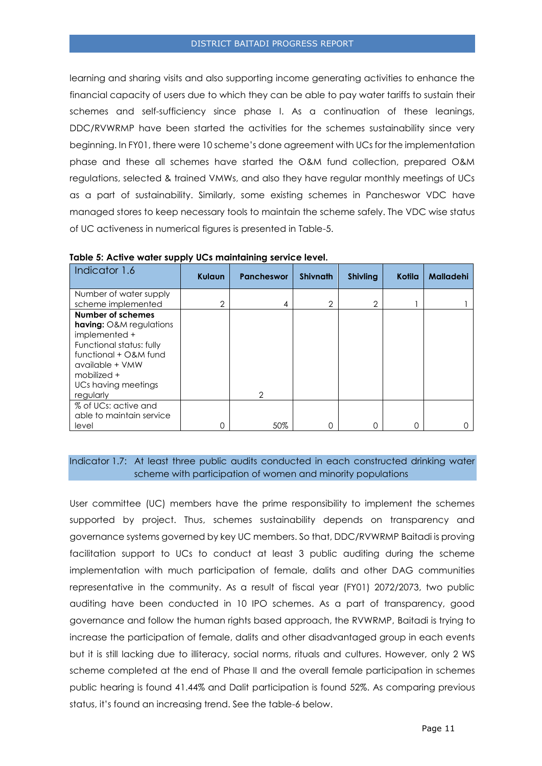learning and sharing visits and also supporting income generating activities to enhance the financial capacity of users due to which they can be able to pay water tariffs to sustain their schemes and self-sufficiency since phase I. As a continuation of these leanings, DDC/RVWRMP have been started the activities for the schemes sustainability since very beginning. In FY01, there were 10 scheme's done agreement with UCs for the implementation phase and these all schemes have started the O&M fund collection, prepared O&M regulations, selected & trained VMWs, and also they have regular monthly meetings of UCs as a part of sustainability. Similarly, some existing schemes in Pancheswor VDC have managed stores to keep necessary tools to maintain the scheme safely. The VDC wise status of UC activeness in numerical figures is presented in Table-5.

**Table 5: Active water supply UCs maintaining service level.**

| Indicator 1.6 | Kulaun | Pancheswor | Shivnath | Shivling | Kotila | Malladehi |
|---|---|---|---|---|---|---|
| Number of water supply scheme implemented | 2 | 4 | 2 | 2 | 1 | 1 |
| **Number of schemes having:** O&M regulations implemented + Functional status: fully functional + O&M fund available + VMW mobilized + UCs having meetings regularly | | 2 | | | | |
| % of UCs: active and able to maintain service level | 0 | 50% | 0 | 0 | 0 | 0 |

Indicator 1.7: At least three public audits conducted in each constructed drinking water scheme with participation of women and minority populations

User committee (UC) members have the prime responsibility to implement the schemes supported by project. Thus, schemes sustainability depends on transparency and governance systems governed by key UC members. So that, DDC/RVWRMP Baitadi is proving facilitation support to UCs to conduct at least 3 public auditing during the scheme implementation with much participation of female, dalits and other DAG communities representative in the community. As a result of fiscal year (FY01) 2072/2073, two public auditing have been conducted in 10 IPO schemes. As a part of transparency, good governance and follow the human rights based approach, the RVWRMP, Baitadi is trying to increase the participation of female, dalits and other disadvantaged group in each events but it is still lacking due to illiteracy, social norms, rituals and cultures. However, only 2 WS scheme completed at the end of Phase II and the overall female participation in schemes public hearing is found 41.44% and Dalit participation is found 52%. As comparing previous status, it's found an increasing trend. See the table-6 below.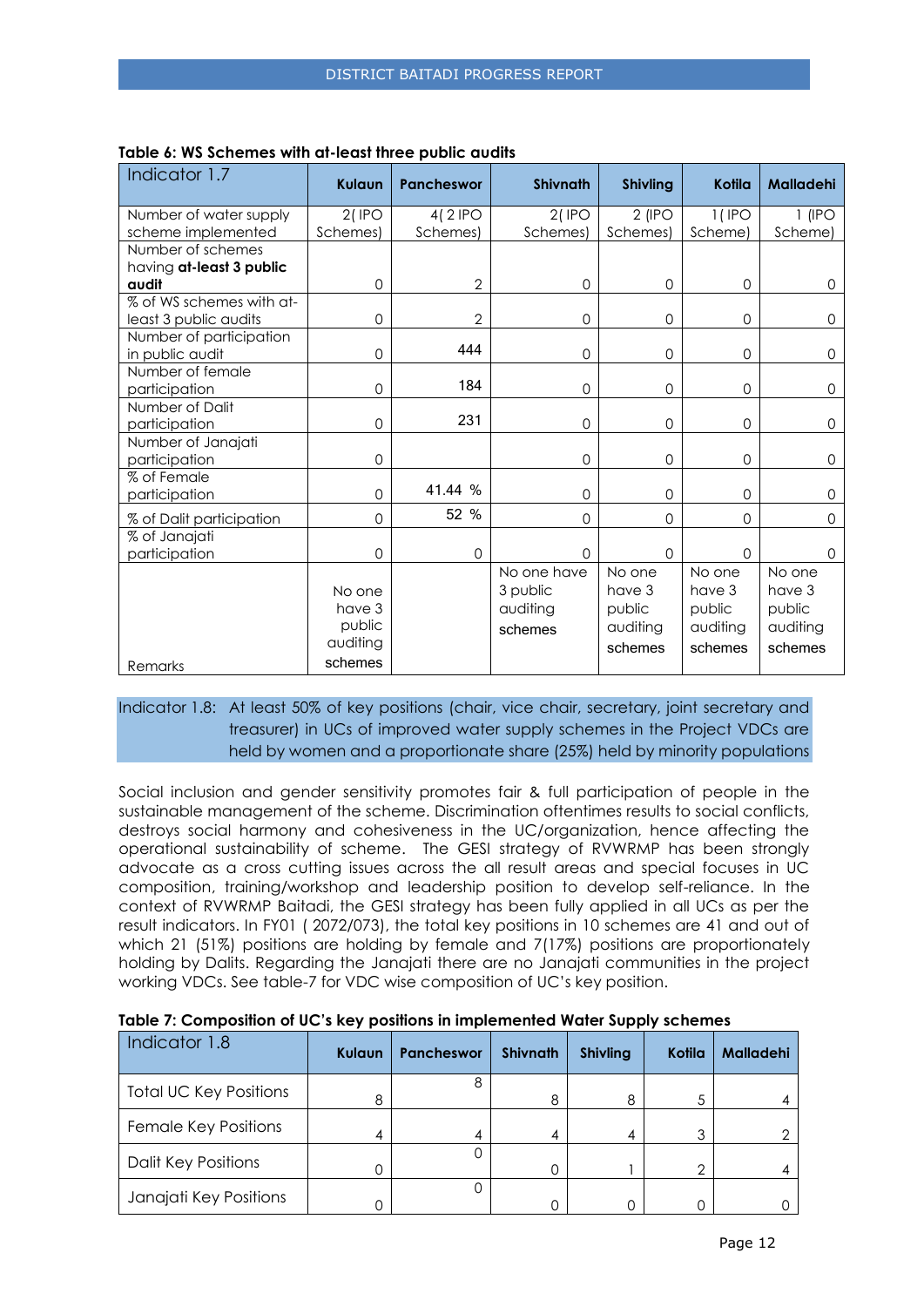**Table 6: WS Schemes with at-least three public audits**

| Indicator 1.7 | Kulaun | Pancheswor | Shivnath | Shivling | Kotila | Malladehi |
|---|---|---|---|---|---|---|
| Number of water supply scheme implemented | 2( IPO Schemes) | 4( 2 IPO Schemes) | 2( IPO Schemes) | 2 (IPO Schemes) | 1( IPO Scheme) | 1 (IPO Scheme) |
| Number of schemes having **at-least 3 public audit** | 0 | 2 | 0 | 0 | 0 | 0 |
| % of WS schemes with at-least 3 public audits | 0 | 2 | 0 | 0 | 0 | 0 |
| Number of participation in public audit | 0 | 444 | 0 | 0 | 0 | 0 |
| Number of female participation | 0 | 184 | 0 | 0 | 0 | 0 |
| Number of Dalit participation | 0 | 231 | 0 | 0 | 0 | 0 |
| Number of Janajati participation | 0 | | 0 | 0 | 0 | 0 |
| % of Female participation | 0 | 41.44 % | 0 | 0 | 0 | 0 |
| % of Dalit participation | 0 | 52 % | 0 | 0 | 0 | 0 |
| % of Janajati participation | 0 | 0 | 0 | 0 | 0 | 0 |
| Remarks | No one have 3 public auditing schemes | | No one have 3 public auditing schemes | No one have 3 public auditing schemes | No one have 3 public auditing schemes | No one have 3 public auditing schemes |

Indicator 1.8: At least 50% of key positions (chair, vice chair, secretary, joint secretary and treasurer) in UCs of improved water supply schemes in the Project VDCs are held by women and a proportionate share (25%) held by minority populations

Social inclusion and gender sensitivity promotes fair & full participation of people in the sustainable management of the scheme. Discrimination oftentimes results to social conflicts, destroys social harmony and cohesiveness in the UC/organization, hence affecting the operational sustainability of scheme. The GESI strategy of RVWRMP has been strongly advocate as a cross cutting issues across the all result areas and special focuses in UC composition, training/workshop and leadership position to develop self-reliance. In the context of RVWRMP Baitadi, the GESI strategy has been fully applied in all UCs as per the result indicators. In FY01 ( 2072/073), the total key positions in 10 schemes are 41 and out of which 21 (51%) positions are holding by female and 7(17%) positions are proportionately holding by Dalits. Regarding the Janajati there are no Janajati communities in the project working VDCs. See table-7 for VDC wise composition of UC's key position.

**Table 7: Composition of UC's key positions in implemented Water Supply schemes**

| Indicator 1.8 | Kulaun | Pancheswor | Shivnath | Shivling | Kotila | Malladehi |
|---|---|---|---|---|---|---|
| Total UC Key Positions | 8 | 8 | 8 | 8 | 5 | 4 |
| Female Key Positions | 4 | 4 | 4 | 4 | 3 | 2 |
| Dalit Key Positions | 0 | 0 | 0 | 1 | 2 | 4 |
| Janajati Key Positions | 0 | 0 | 0 | 0 | 0 | 0 |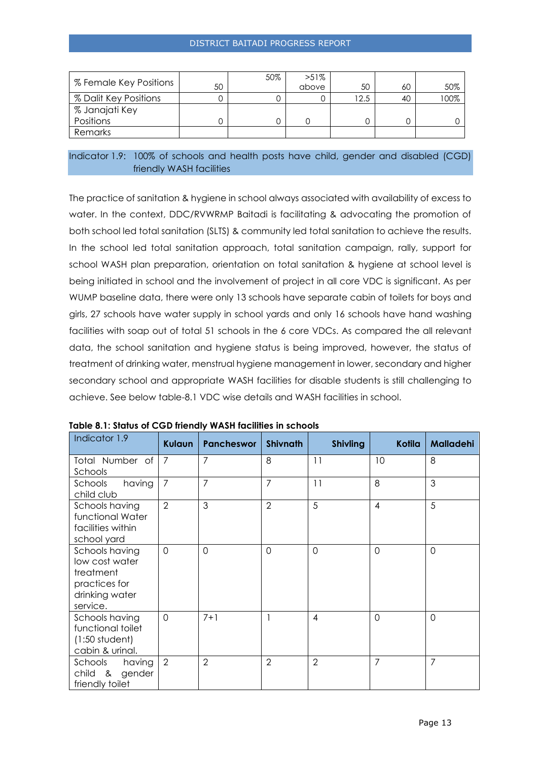| % Female Key Positions | 50 | 50% | >51% above | 50 | 60 | 50% |
|---|---|---|---|---|---|---|
| % Dalit Key Positions | 0 | 0 | 0 | 12.5 | 40 | 100% |
| % Janajati Key Positions | 0 | 0 | 0 | 0 | 0 | 0 |
| Remarks | | | | | | |

Indicator 1.9: 100% of schools and health posts have child, gender and disabled (CGD) friendly WASH facilities

The practice of sanitation & hygiene in school always associated with availability of excess to water. In the context, DDC/RVWRMP Baitadi is facilitating & advocating the promotion of both school led total sanitation (SLTS) & community led total sanitation to achieve the results. In the school led total sanitation approach, total sanitation campaign, rally, support for school WASH plan preparation, orientation on total sanitation & hygiene at school level is being initiated in school and the involvement of project in all core VDC is significant. As per WUMP baseline data, there were only 13 schools have separate cabin of toilets for boys and girls, 27 schools have water supply in school yards and only 16 schools have hand washing facilities with soap out of total 51 schools in the 6 core VDCs. As compared the all relevant data, the school sanitation and hygiene status is being improved, however, the status of treatment of drinking water, menstrual hygiene management in lower, secondary and higher secondary school and appropriate WASH facilities for disable students is still challenging to achieve. See below table-8.1 VDC wise details and WASH facilities in school.

**Table 8.1: Status of CGD friendly WASH facilities in schools**

| Indicator 1.9 | Kulaun | Pancheswor | Shivnath | Shivling | Kotila | Malladehi |
|---|---|---|---|---|---|---|
| Total Number of Schools | 7 | 7 | 8 | 11 | 10 | 8 |
| Schools having child club | 7 | 7 | 7 | 11 | 8 | 3 |
| Schools having functional Water facilities within school yard | 2 | 3 | 2 | 5 | 4 | 5 |
| Schools having low cost water treatment practices for drinking water service. | 0 | 0 | 0 | 0 | 0 | 0 |
| Schools having functional toilet (1:50 student) cabin & urinal. | 0 | 7+1 | 1 | 4 | 0 | 0 |
| Schools having child & gender friendly toilet | 2 | 2 | 2 | 2 | 7 | 7 |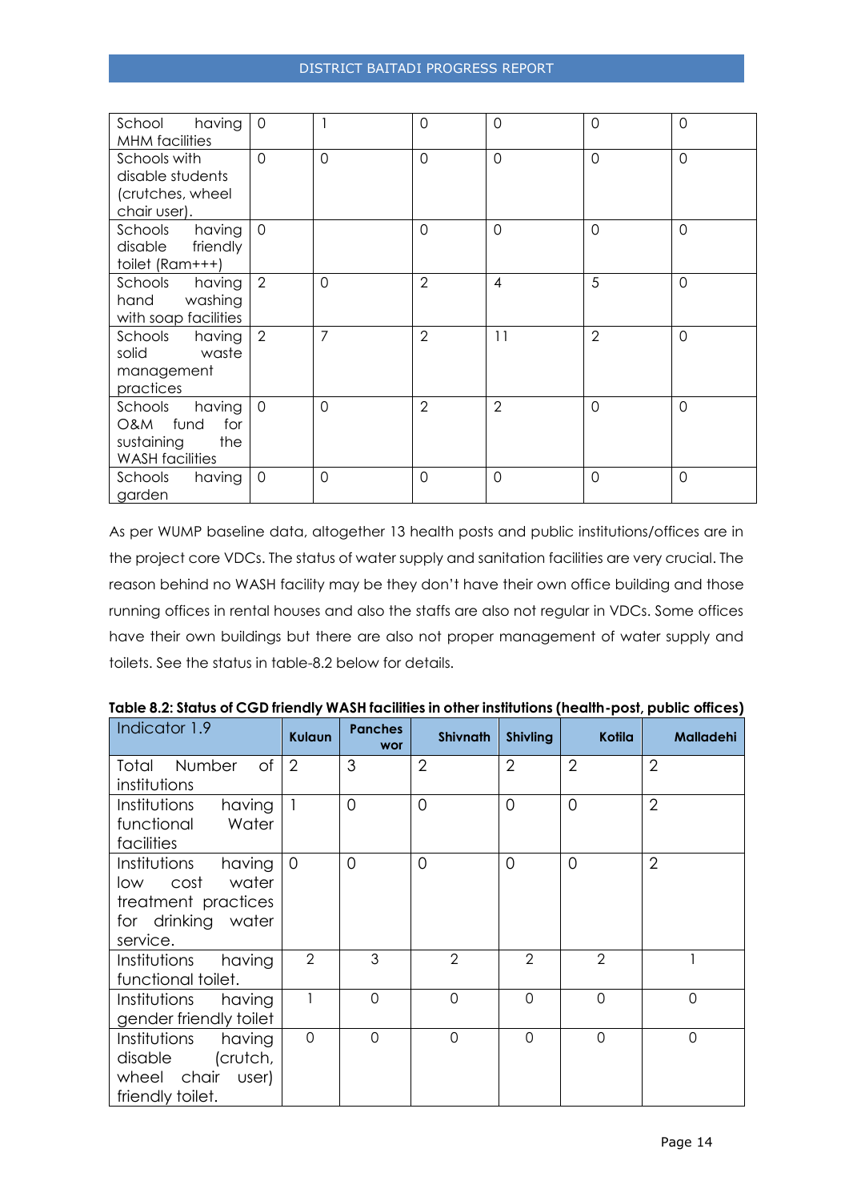| | | | | | | |
|---|---|---|---|---|---|---|
| School having MHM facilities | 0 | 1 | 0 | 0 | 0 | 0 |
| Schools with disable students (crutches, wheel chair user). | 0 | 0 | 0 | 0 | 0 | 0 |
| Schools having disable friendly toilet (Ram+++) | 0 | | 0 | 0 | 0 | 0 |
| Schools having hand washing with soap facilities | 2 | 0 | 2 | 4 | 5 | 0 |
| Schools having solid waste management practices | 2 | 7 | 2 | 11 | 2 | 0 |
| Schools having O&M fund for sustaining the WASH facilities | 0 | 0 | 2 | 2 | 0 | 0 |
| Schools having garden | 0 | 0 | 0 | 0 | 0 | 0 |

As per WUMP baseline data, altogether 13 health posts and public institutions/offices are in the project core VDCs. The status of water supply and sanitation facilities are very crucial. The reason behind no WASH facility may be they don't have their own office building and those running offices in rental houses and also the staffs are also not regular in VDCs. Some offices have their own buildings but there are also not proper management of water supply and toilets. See the status in table-8.2 below for details.

**Table 8.2: Status of CGD friendly WASH facilities in other institutions (health-post, public offices)**

| Indicator 1.9 | Kulaun | Panches wor | Shivnath | Shivling | Kotila | Malladehi |
|---|---|---|---|---|---|---|
| Total Number of institutions | 2 | 3 | 2 | 2 | 2 | 2 |
| Institutions having functional Water facilities | 1 | 0 | 0 | 0 | 0 | 2 |
| Institutions having low cost water treatment practices for drinking water service. | 0 | 0 | 0 | 0 | 0 | 2 |
| Institutions having functional toilet. | 2 | 3 | 2 | 2 | 2 | 1 |
| Institutions having gender friendly toilet | 1 | 0 | 0 | 0 | 0 | 0 |
| Institutions having disable (crutch, wheel chair user) friendly toilet. | 0 | 0 | 0 | 0 | 0 | 0 |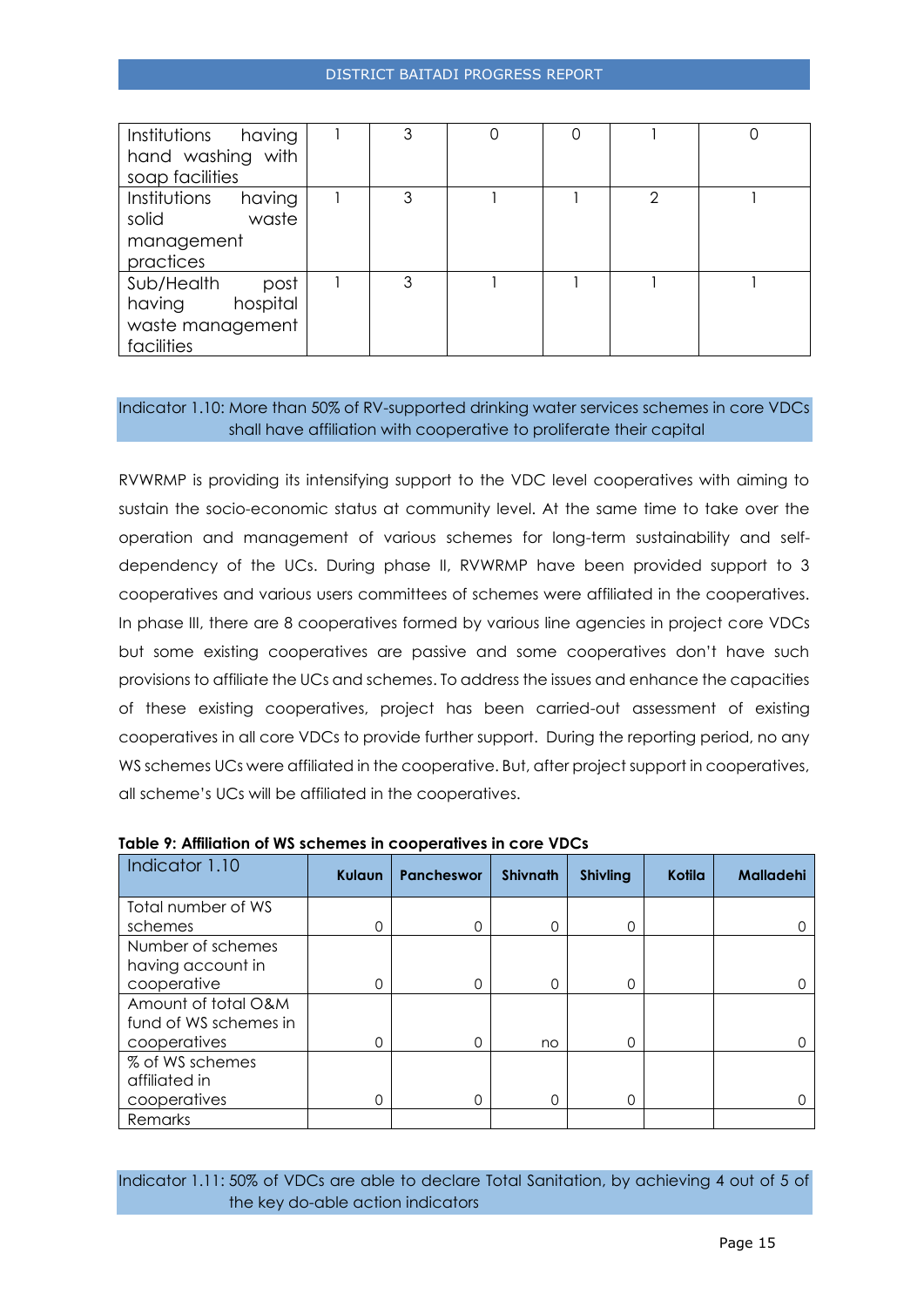| | | | | | | |
|---|---|---|---|---|---|---|
| Institutions having hand washing with soap facilities | 1 | 3 | 0 | 0 | 1 | 0 |
| Institutions having solid waste management practices | 1 | 3 | 1 | 1 | 2 | 1 |
| Sub/Health post having hospital waste management facilities | 1 | 3 | 1 | 1 | 1 | 1 |

Indicator 1.10: More than 50% of RV-supported drinking water services schemes in core VDCs shall have affiliation with cooperative to proliferate their capital

RVWRMP is providing its intensifying support to the VDC level cooperatives with aiming to sustain the socio-economic status at community level. At the same time to take over the operation and management of various schemes for long-term sustainability and self-dependency of the UCs. During phase II, RVWRMP have been provided support to 3 cooperatives and various users committees of schemes were affiliated in the cooperatives. In phase III, there are 8 cooperatives formed by various line agencies in project core VDCs but some existing cooperatives are passive and some cooperatives don't have such provisions to affiliate the UCs and schemes. To address the issues and enhance the capacities of these existing cooperatives, project has been carried-out assessment of existing cooperatives in all core VDCs to provide further support. During the reporting period, no any WS schemes UCs were affiliated in the cooperative. But, after project support in cooperatives, all scheme's UCs will be affiliated in the cooperatives.

**Table 9: Affiliation of WS schemes in cooperatives in core VDCs**

| Indicator 1.10 | Kulaun | Pancheswor | Shivnath | Shivling | Kotila | Malladehi |
|---|---|---|---|---|---|---|
| Total number of WS schemes | 0 | 0 | 0 | 0 | | 0 |
| Number of schemes having account in cooperative | 0 | 0 | 0 | 0 | | 0 |
| Amount of total O&M fund of WS schemes in cooperatives | 0 | 0 | no | 0 | | 0 |
| % of WS schemes affiliated in cooperatives | 0 | 0 | 0 | 0 | | 0 |
| Remarks | | | | | | |

Indicator 1.11: 50% of VDCs are able to declare Total Sanitation, by achieving 4 out of 5 of the key do-able action indicators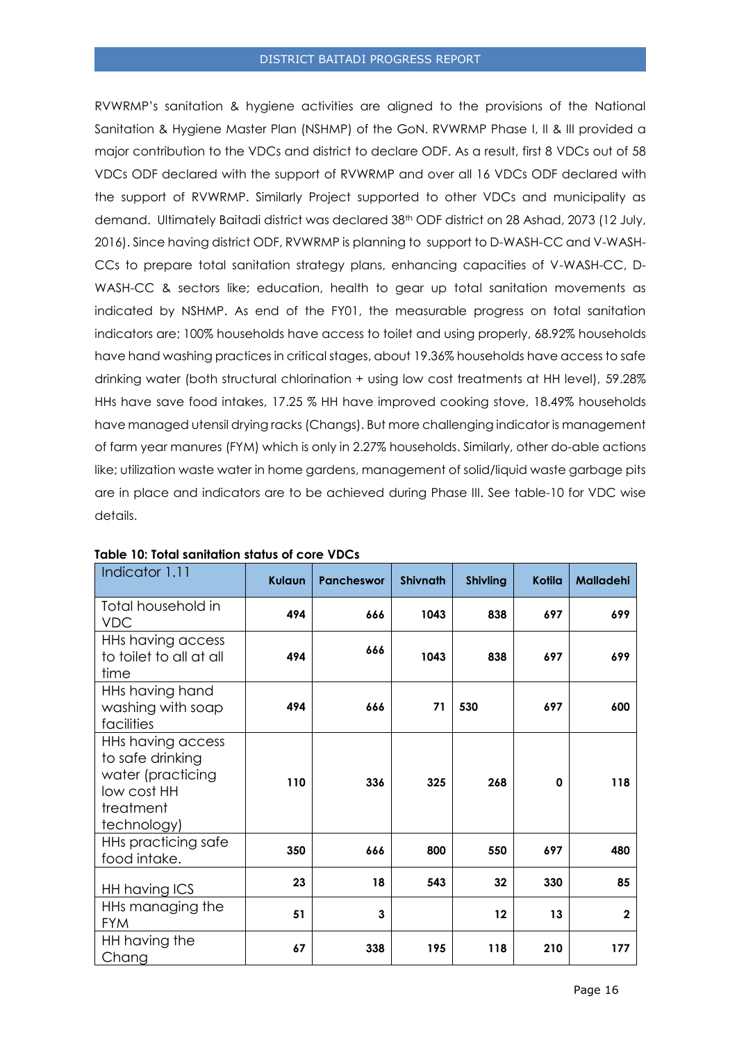RVWRMP's sanitation & hygiene activities are aligned to the provisions of the National Sanitation & Hygiene Master Plan (NSHMP) of the GoN. RVWRMP Phase I, II & III provided a major contribution to the VDCs and district to declare ODF. As a result, first 8 VDCs out of 58 VDCs ODF declared with the support of RVWRMP and over all 16 VDCs ODF declared with the support of RVWRMP. Similarly Project supported to other VDCs and municipality as demand. Ultimately Baitadi district was declared 38th ODF district on 28 Ashad, 2073 (12 July, 2016). Since having district ODF, RVWRMP is planning to support to D-WASH-CC and V-WASH-CCs to prepare total sanitation strategy plans, enhancing capacities of V-WASH-CC, D-WASH-CC & sectors like; education, health to gear up total sanitation movements as indicated by NSHMP. As end of the FY01, the measurable progress on total sanitation indicators are; 100% households have access to toilet and using properly, 68.92% households have hand washing practices in critical stages, about 19.36% households have access to safe drinking water (both structural chlorination + using low cost treatments at HH level), 59.28% HHs have save food intakes, 17.25 % HH have improved cooking stove, 18.49% households have managed utensil drying racks (Changs). But more challenging indicator is management of farm year manures (FYM) which is only in 2.27% households. Similarly, other do-able actions like; utilization waste water in home gardens, management of solid/liquid waste garbage pits are in place and indicators are to be achieved during Phase III. See table-10 for VDC wise details.

**Table 10: Total sanitation status of core VDCs**

| Indicator 1.11 | Kulaun | Pancheswor | Shivnath | Shivling | Kotila | Malladehi |
|---|---|---|---|---|---|---|
| Total household in VDC | 494 | 666 | 1043 | 838 | 697 | 699 |
| HHs having access to toilet to all at all time | 494 | 666 | 1043 | 838 | 697 | 699 |
| HHs having hand washing with soap facilities | 494 | 666 | 71 | 530 | 697 | 600 |
| HHs having access to safe drinking water (practicing low cost HH treatment technology) | 110 | 336 | 325 | 268 | 0 | 118 |
| HHs practicing safe food intake. | 350 | 666 | 800 | 550 | 697 | 480 |
| HH having ICS | 23 | 18 | 543 | 32 | 330 | 85 |
| HHs managing the FYM | 51 | 3 | | 12 | 13 | 2 |
| HH having the Chang | 67 | 338 | 195 | 118 | 210 | 177 |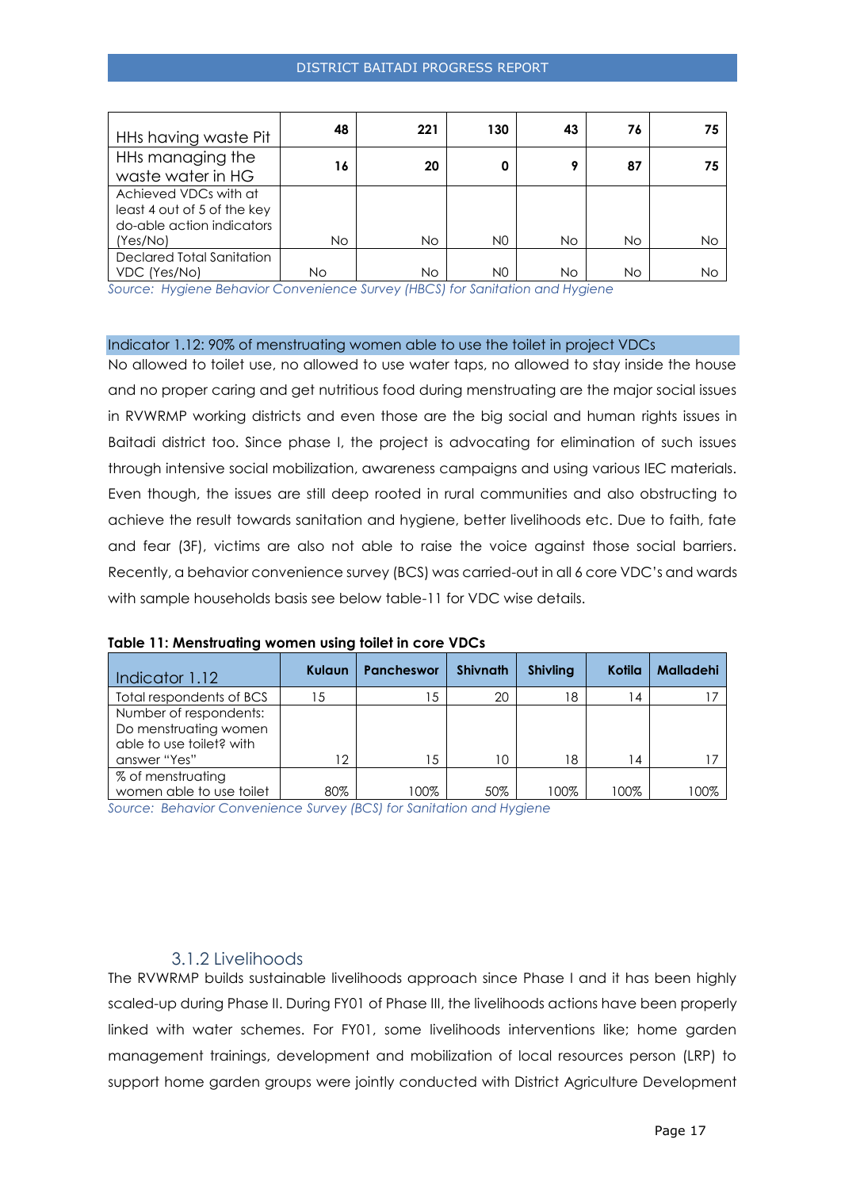| | | | | | | |
|---|---|---|---|---|---|---|
| HHs having waste Pit | **48** | **221** | **130** | **43** | **76** | **75** |
| HHs managing the waste water in HG | **16** | **20** | **0** | **9** | **87** | **75** |
| Achieved VDCs with at least 4 out of 5 of the key do-able action indicators (Yes/No) | No | No | N0 | No | No | No |
| Declared Total Sanitation VDC (Yes/No) | No | No | N0 | No | No | No |

*Source: Hygiene Behavior Convenience Survey (HBCS) for Sanitation and Hygiene*

Indicator 1.12: 90% of menstruating women able to use the toilet in project VDCs

No allowed to toilet use, no allowed to use water taps, no allowed to stay inside the house and no proper caring and get nutritious food during menstruating are the major social issues in RVWRMP working districts and even those are the big social and human rights issues in Baitadi district too. Since phase I, the project is advocating for elimination of such issues through intensive social mobilization, awareness campaigns and using various IEC materials. Even though, the issues are still deep rooted in rural communities and also obstructing to achieve the result towards sanitation and hygiene, better livelihoods etc. Due to faith, fate and fear (3F), victims are also not able to raise the voice against those social barriers. Recently, a behavior convenience survey (BCS) was carried-out in all 6 core VDC's and wards with sample households basis see below table-11 for VDC wise details.

**Table 11: Menstruating women using toilet in core VDCs**

| Indicator 1.12 | Kulaun | Pancheswor | Shivnath | Shivling | Kotila | Malladehi |
|---|---|---|---|---|---|---|
| Total respondents of BCS | 15 | 15 | 20 | 18 | 14 | 17 |
| Number of respondents: Do menstruating women able to use toilet? with answer "Yes" | 12 | 15 | 10 | 18 | 14 | 17 |
| % of menstruating women able to use toilet | 80% | 100% | 50% | 100% | 100% | 100% |

*Source: Behavior Convenience Survey (BCS) for Sanitation and Hygiene*

### 3.1.2 Livelihoods

The RVWRMP builds sustainable livelihoods approach since Phase I and it has been highly scaled-up during Phase II. During FY01 of Phase III, the livelihoods actions have been properly linked with water schemes. For FY01, some livelihoods interventions like; home garden management trainings, development and mobilization of local resources person (LRP) to support home garden groups were jointly conducted with District Agriculture Development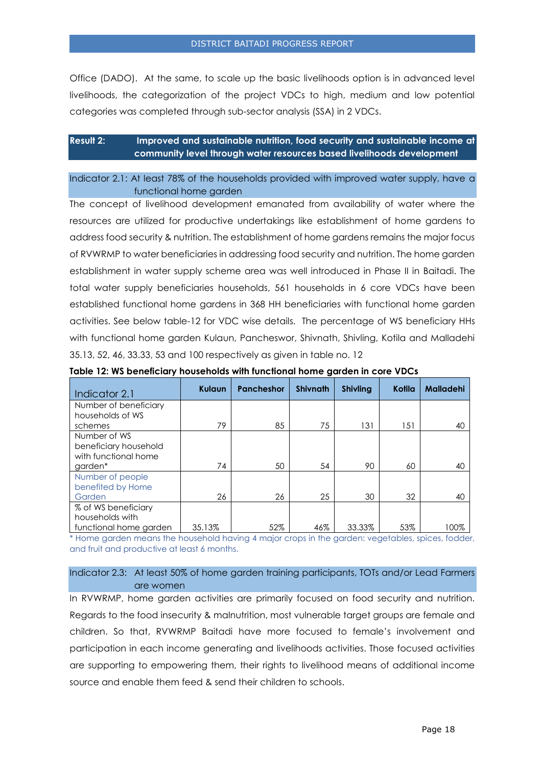Office (DADO). At the same, to scale up the basic livelihoods option is in advanced level livelihoods, the categorization of the project VDCs to high, medium and low potential categories was completed through sub-sector analysis (SSA) in 2 VDCs.

## Result 2: Improved and sustainable nutrition, food security and sustainable income at community level through water resources based livelihoods development

### Indicator 2.1: At least 78% of the households provided with improved water supply, have a functional home garden

The concept of livelihood development emanated from availability of water where the resources are utilized for productive undertakings like establishment of home gardens to address food security & nutrition. The establishment of home gardens remains the major focus of RVWRMP to water beneficiaries in addressing food security and nutrition. The home garden establishment in water supply scheme area was well introduced in Phase II in Baitadi. The total water supply beneficiaries households, 561 households in 6 core VDCs have been established functional home gardens in 368 HH beneficiaries with functional home garden activities. See below table-12 for VDC wise details. The percentage of WS beneficiary HHs with functional home garden Kulaun, Pancheswor, Shivnath, Shivling, Kotila and Malladehi 35.13, 52, 46, 33.33, 53 and 100 respectively as given in table no. 12

**Table 12: WS beneficiary households with functional home garden in core VDCs**

| Indicator 2.1 | Kulaun | Pancheshor | Shivnath | Shivling | Kotila | Malladehi |
|---|---|---|---|---|---|---|
| Number of beneficiary households of WS schemes | 79 | 85 | 75 | 131 | 151 | 40 |
| Number of WS beneficiary household with functional home garden* | 74 | 50 | 54 | 90 | 60 | 40 |
| Number of people benefited by Home Garden | 26 | 26 | 25 | 30 | 32 | 40 |
| % of WS beneficiary households with functional home garden | 35.13% | 52% | 46% | 33.33% | 53% | 100% |

* Home garden means the household having 4 major crops in the garden: vegetables, spices, fodder, and fruit and productive at least 6 months.

### Indicator 2.3: At least 50% of home garden training participants, TOTs and/or Lead Farmers are women

In RVWRMP, home garden activities are primarily focused on food security and nutrition. Regards to the food insecurity & malnutrition, most vulnerable target groups are female and children. So that, RVWRMP Baitadi have more focused to female's involvement and participation in each income generating and livelihoods activities. Those focused activities are supporting to empowering them, their rights to livelihood means of additional income source and enable them feed & send their children to schools.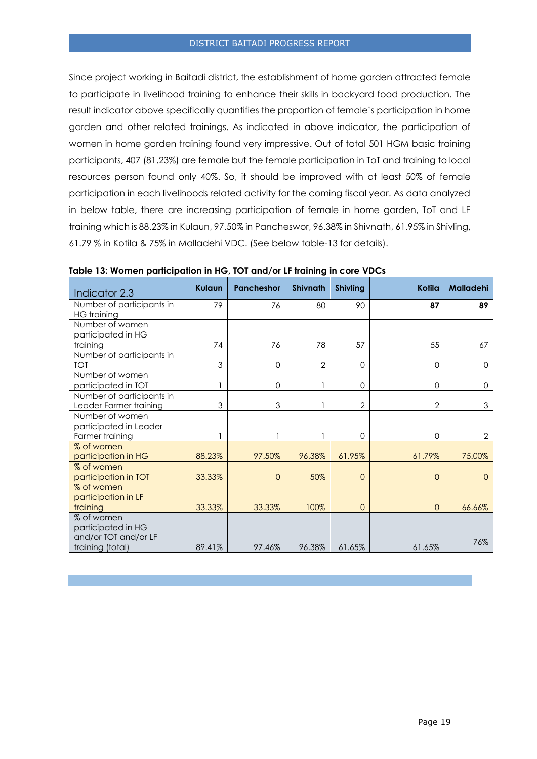Since project working in Baitadi district, the establishment of home garden attracted female to participate in livelihood training to enhance their skills in backyard food production. The result indicator above specifically quantifies the proportion of female's participation in home garden and other related trainings. As indicated in above indicator, the participation of women in home garden training found very impressive. Out of total 501 HGM basic training participants, 407 (81.23%) are female but the female participation in ToT and training to local resources person found only 40%. So, it should be improved with at least 50% of female participation in each livelihoods related activity for the coming fiscal year. As data analyzed in below table, there are increasing participation of female in home garden, ToT and LF training which is 88.23% in Kulaun, 97.50% in Pancheswor, 96.38% in Shivnath, 61.95% in Shivling, 61.79 % in Kotila & 75% in Malladehi VDC. (See below table-13 for details).

**Table 13: Women participation in HG, TOT and/or LF training in core VDCs**

| Indicator 2.3 | Kulaun | Pancheshor | Shivnath | Shivling | Kotila | Malladehi |
|---|---|---|---|---|---|---|
| Number of participants in HG training | 79 | 76 | 80 | 90 | **87** | **89** |
| Number of women participated in HG training | 74 | 76 | 78 | 57 | 55 | 67 |
| Number of participants in TOT | 3 | 0 | 2 | 0 | 0 | 0 |
| Number of women participated in TOT | 1 | 0 | 1 | 0 | 0 | 0 |
| Number of participants in Leader Farmer training | 3 | 3 | 1 | 2 | 2 | 3 |
| Number of women participated in Leader Farmer training | 1 | 1 | 1 | 0 | 0 | 2 |
| % of women participation in HG | 88.23% | 97.50% | 96.38% | 61.95% | 61.79% | 75.00% |
| % of women participation in TOT | 33.33% | 0 | 50% | 0 | 0 | 0 |
| % of women participation in LF training | 33.33% | 33.33% | 100% | 0 | 0 | 66.66% |
| % of women participated in HG and/or TOT and/or LF training (total) | 89.41% | 97.46% | 96.38% | 61.65% | 61.65% | 76% |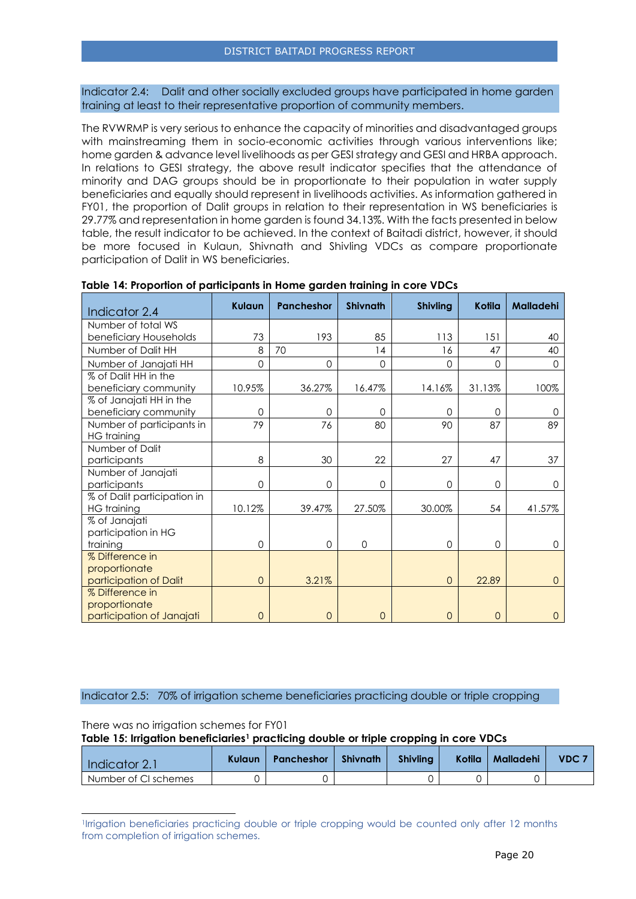Indicator 2.4: Dalit and other socially excluded groups have participated in home garden training at least to their representative proportion of community members.

The RVWRMP is very serious to enhance the capacity of minorities and disadvantaged groups with mainstreaming them in socio-economic activities through various interventions like; home garden & advance level livelihoods as per GESI strategy and GESI and HRBA approach. In relations to GESI strategy, the above result indicator specifies that the attendance of minority and DAG groups should be in proportionate to their population in water supply beneficiaries and equally should represent in livelihoods activities. As information gathered in FY01, the proportion of Dalit groups in relation to their representation in WS beneficiaries is 29.77% and representation in home garden is found 34.13%. With the facts presented in below table, the result indicator to be achieved. In the context of Baitadi district, however, it should be more focused in Kulaun, Shivnath and Shivling VDCs as compare proportionate participation of Dalit in WS beneficiaries.

**Table 14: Proportion of participants in Home garden training in core VDCs**

| Indicator 2.4 | Kulaun | Pancheshor | Shivnath | Shivling | Kotila | Malladehi |
|---|---|---|---|---|---|---|
| Number of total WS beneficiary Households | 73 | 193 | 85 | 113 | 151 | 40 |
| Number of Dalit HH | 8 | 70 | 14 | 16 | 47 | 40 |
| Number of Janajati HH | 0 | 0 | 0 | 0 | 0 | 0 |
| % of Dalit HH in the beneficiary community | 10.95% | 36.27% | 16.47% | 14.16% | 31.13% | 100% |
| % of Janajati HH in the beneficiary community | 0 | 0 | 0 | 0 | 0 | 0 |
| Number of participants in HG training | 79 | 76 | 80 | 90 | 87 | 89 |
| Number of Dalit participants | 8 | 30 | 22 | 27 | 47 | 37 |
| Number of Janajati participants | 0 | 0 | 0 | 0 | 0 | 0 |
| % of Dalit participation in HG training | 10.12% | 39.47% | 27.50% | 30.00% | 54 | 41.57% |
| % of Janajati participation in HG training | 0 | 0 | 0 | 0 | 0 | 0 |
| % Difference in proportionate participation of Dalit | 0 | 3.21% | | 0 | 22.89 | 0 |
| % Difference in proportionate participation of Janajati | 0 | 0 | 0 | 0 | 0 | 0 |

Indicator 2.5: 70% of irrigation scheme beneficiaries practicing double or triple cropping

There was no irrigation schemes for FY01

**Table 15: Irrigation beneficiaries[1] practicing double or triple cropping in core VDCs**

| Indicator 2.1 | Kulaun | Pancheshor | Shivnath | Shivling | Kotila | Malladehi | VDC 7 |
|---|---|---|---|---|---|---|---|
| Number of CI schemes | 0 | 0 | | 0 | 0 | 0 | |

[1]Irrigation beneficiaries practicing double or triple cropping would be counted only after 12 months from completion of irrigation schemes.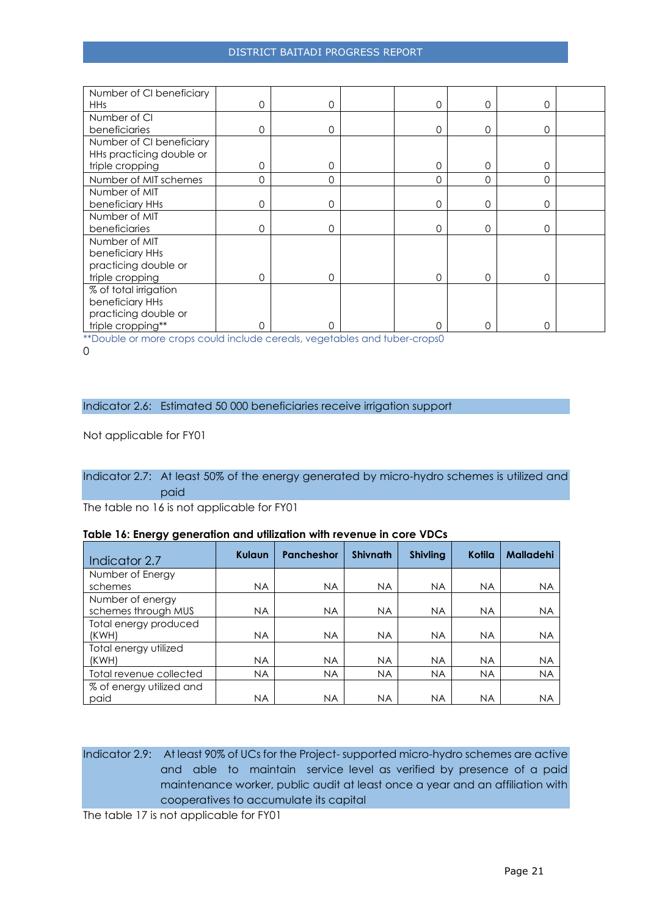| | | | | | | | |
|---|---|---|---|---|---|---|---|
| Number of CI beneficiary HHs | 0 | 0 | | 0 | 0 | 0 | |
| Number of CI beneficiaries | 0 | 0 | | 0 | 0 | 0 | |
| Number of CI beneficiary HHs practicing double or triple cropping | 0 | 0 | | 0 | 0 | 0 | |
| Number of MIT schemes | 0 | 0 | | 0 | 0 | 0 | |
| Number of MIT beneficiary HHs | 0 | 0 | | 0 | 0 | 0 | |
| Number of MIT beneficiaries | 0 | 0 | | 0 | 0 | 0 | |
| Number of MIT beneficiary HHs practicing double or triple cropping | 0 | 0 | | 0 | 0 | 0 | |
| % of total irrigation beneficiary HHs practicing double or triple cropping** | 0 | 0 | | 0 | 0 | 0 | |

**Double or more crops could include cereals, vegetables and tuber-crops0

0

## Indicator 2.6: Estimated 50 000 beneficiaries receive irrigation support

Not applicable for FY01

## Indicator 2.7: At least 50% of the energy generated by micro-hydro schemes is utilized and paid

The table no 16 is not applicable for FY01

**Table 16: Energy generation and utilization with revenue in core VDCs**

| Indicator 2.7 | Kulaun | Pancheshor | Shivnath | Shivling | Kotila | Malladehi |
|---|---|---|---|---|---|---|
| Number of Energy schemes | NA | NA | NA | NA | NA | NA |
| Number of energy schemes through MUS | NA | NA | NA | NA | NA | NA |
| Total energy produced (KWH) | NA | NA | NA | NA | NA | NA |
| Total energy utilized (KWH) | NA | NA | NA | NA | NA | NA |
| Total revenue collected | NA | NA | NA | NA | NA | NA |
| % of energy utilized and paid | NA | NA | NA | NA | NA | NA |

## Indicator 2.9: At least 90% of UCs for the Project- supported micro-hydro schemes are active and able to maintain service level as verified by presence of a paid maintenance worker, public audit at least once a year and an affiliation with cooperatives to accumulate its capital

The table 17 is not applicable for FY01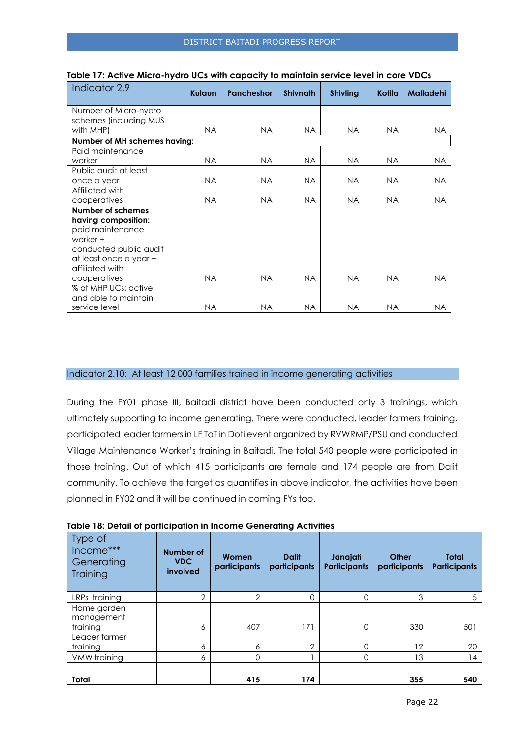**Table 17: Active Micro-hydro UCs with capacity to maintain service level in core VDCs**

| Indicator 2.9 | Kulaun | Pancheshor | Shivnath | Shivling | Kotila | Malladehi |
|---|---|---|---|---|---|---|
| Number of Micro-hydro schemes (including MUS with MHP) | NA | NA | NA | NA | NA | NA |
| **Number of MH schemes having:** | | | | | | |
| Paid maintenance worker | NA | NA | NA | NA | NA | NA |
| Public audit at least once a year | NA | NA | NA | NA | NA | NA |
| Affiliated with cooperatives | NA | NA | NA | NA | NA | NA |
| **Number of schemes having composition:** paid maintenance worker + conducted public audit at least once a year + affiliated with cooperatives | NA | NA | NA | NA | NA | NA |
| % of MHP UCs: active and able to maintain service level | NA | NA | NA | NA | NA | NA |

## Indicator 2.10: At least 12 000 families trained in income generating activities

During the FY01 phase III, Baitadi district have been conducted only 3 trainings, which ultimately supporting to income generating. There were conducted, leader farmers training, participated leader farmers in LF ToT in Doti event organized by RVWRMP/PSU and conducted Village Maintenance Worker's training in Baitadi. The total 540 people were participated in those training. Out of which 415 participants are female and 174 people are from Dalit community. To achieve the target as quantifies in above indicator, the activities have been planned in FY02 and it will be continued in coming FYs too.

**Table 18: Detail of participation in Income Generating Activities**

| Type of Income*** Generating Training | Number of VDC involved | Women participants | Dalit participants | Janajati Participants | Other participants | Total Participants |
|---|---|---|---|---|---|---|
| LRPs training | 2 | 2 | 0 | 0 | 3 | 5 |
| Home garden management training | 6 | 407 | 171 | 0 | 330 | 501 |
| Leader farmer training | 6 | 6 | 2 | 0 | 12 | 20 |
| VMW training | 6 | 0 | 1 | 0 | 13 | 14 |
| | | | | | | |
| **Total** | | **415** | **174** | | **355** | **540** |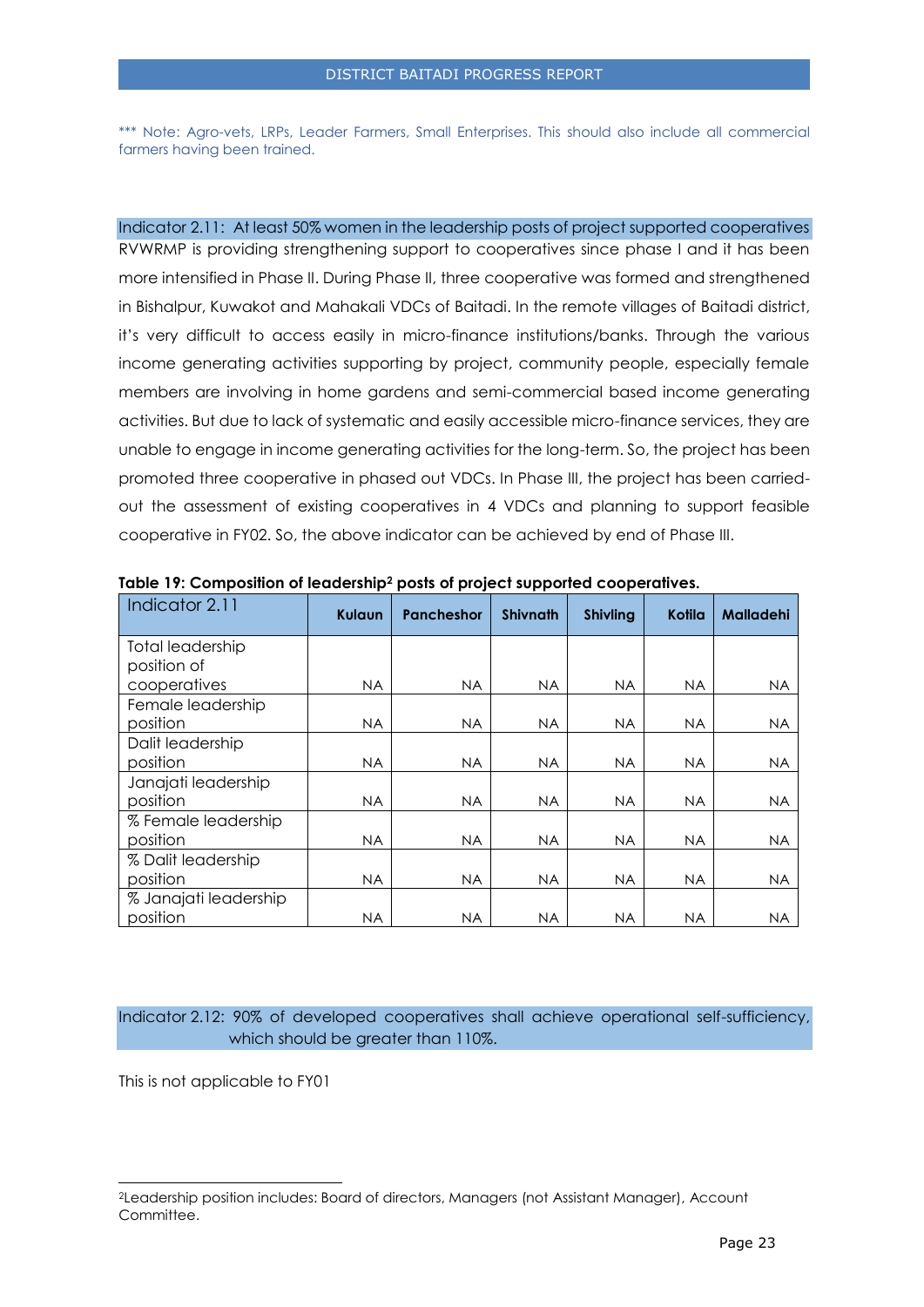*** Note: Agro-vets, LRPs, Leader Farmers, Small Enterprises. This should also include all commercial farmers having been trained.

### Indicator 2.11: At least 50% women in the leadership posts of project supported cooperatives

RVWRMP is providing strengthening support to cooperatives since phase I and it has been more intensified in Phase II. During Phase II, three cooperative was formed and strengthened in Bishalpur, Kuwakot and Mahakali VDCs of Baitadi. In the remote villages of Baitadi district, it's very difficult to access easily in micro-finance institutions/banks. Through the various income generating activities supporting by project, community people, especially female members are involving in home gardens and semi-commercial based income generating activities. But due to lack of systematic and easily accessible micro-finance services, they are unable to engage in income generating activities for the long-term. So, the project has been promoted three cooperative in phased out VDCs. In Phase III, the project has been carried-out the assessment of existing cooperatives in 4 VDCs and planning to support feasible cooperative in FY02. So, the above indicator can be achieved by end of Phase III.

**Table 19: Composition of leadership[2] posts of project supported cooperatives.**

| Indicator 2.11 | Kulaun | Pancheshor | Shivnath | Shivling | Kotila | Malladehi |
|---|---|---|---|---|---|---|
| Total leadership position of cooperatives | NA | NA | NA | NA | NA | NA |
| Female leadership position | NA | NA | NA | NA | NA | NA |
| Dalit leadership position | NA | NA | NA | NA | NA | NA |
| Janajati leadership position | NA | NA | NA | NA | NA | NA |
| % Female leadership position | NA | NA | NA | NA | NA | NA |
| % Dalit leadership position | NA | NA | NA | NA | NA | NA |
| % Janajati leadership position | NA | NA | NA | NA | NA | NA |

### Indicator 2.12: 90% of developed cooperatives shall achieve operational self-sufficiency, which should be greater than 110%.

This is not applicable to FY01

[2]Leadership position includes: Board of directors, Managers (not Assistant Manager), Account Committee.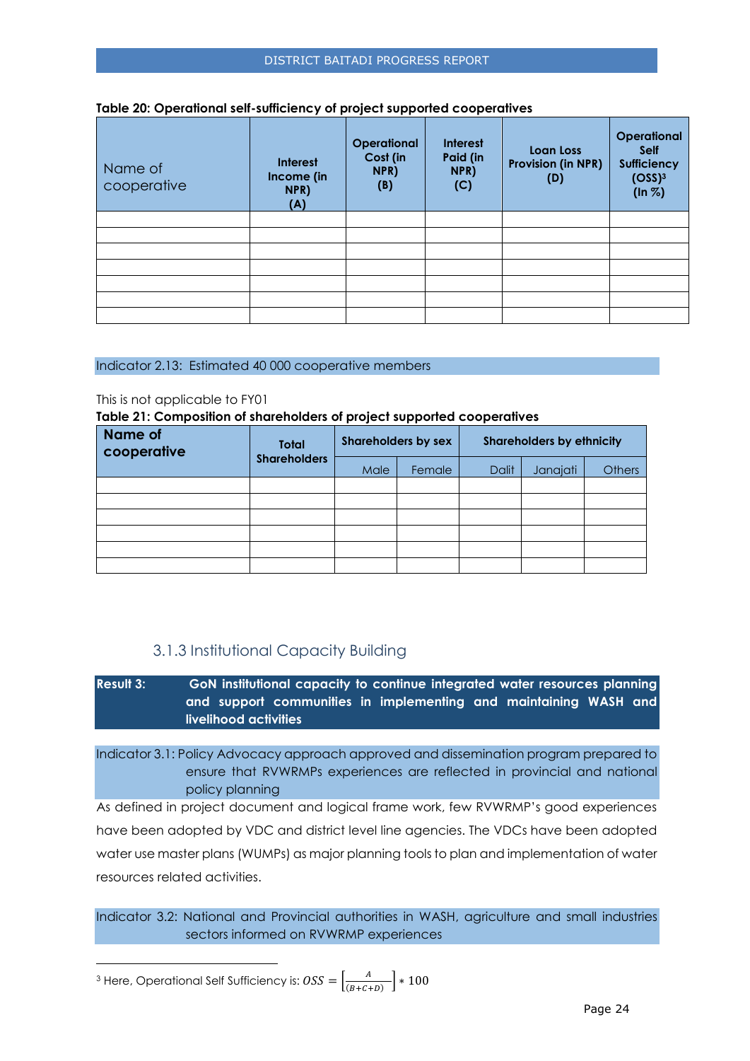**Table 20: Operational self-sufficiency of project supported cooperatives**

| Name of cooperative | Interest Income (in NPR) (A) | Operational Cost (in NPR) (B) | Interest Paid (in NPR) (C) | Loan Loss Provision (in NPR) (D) | Operational Self Sufficiency (OSS)[3] (In %) |
|---|---|---|---|---|---|
| | | | | | |
| | | | | | |
| | | | | | |
| | | | | | |
| | | | | | |
| | | | | | |
| | | | | | |

Indicator 2.13: Estimated 40 000 cooperative members

This is not applicable to FY01

**Table 21: Composition of shareholders of project supported cooperatives**

| Name of cooperative | Total Shareholders | Shareholders by sex | | Shareholders by ethnicity | | |
|---|---|---|---|---|---|---|
| | | Male | Female | Dalit | Janajati | Others |
| | | | | | | |
| | | | | | | |
| | | | | | | |
| | | | | | | |
| | | | | | | |
| | | | | | | |

### 3.1.3 Institutional Capacity Building

**Result 3: GoN institutional capacity to continue integrated water resources planning and support communities in implementing and maintaining WASH and livelihood activities**

Indicator 3.1: Policy Advocacy approach approved and dissemination program prepared to ensure that RVWRMPs experiences are reflected in provincial and national policy planning

As defined in project document and logical frame work, few RVWRMP's good experiences have been adopted by VDC and district level line agencies. The VDCs have been adopted water use master plans (WUMPs) as major planning tools to plan and implementation of water resources related activities.

Indicator 3.2: National and Provincial authorities in WASH, agriculture and small industries sectors informed on RVWRMP experiences

[3] Here, Operational Self Sufficiency is: $OSS = \left[\frac{A}{(B+C+D)}\right] * 100$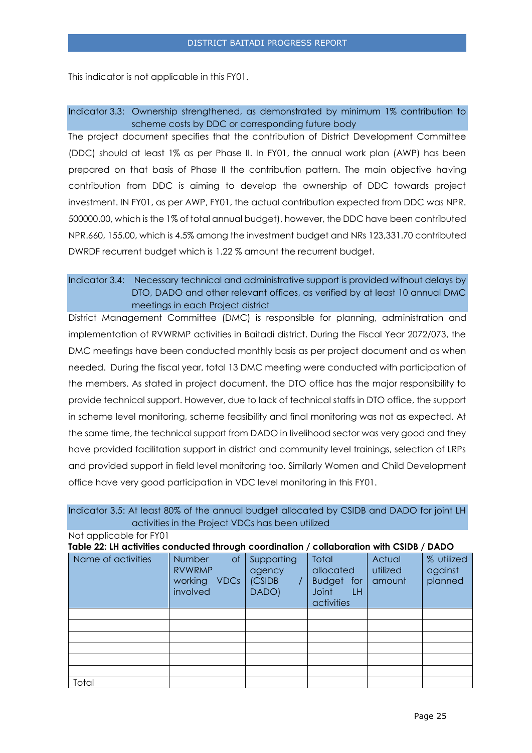This indicator is not applicable in this FY01.

### Indicator 3.3: Ownership strengthened, as demonstrated by minimum 1% contribution to scheme costs by DDC or corresponding future body

The project document specifies that the contribution of District Development Committee (DDC) should at least 1% as per Phase II. In FY01, the annual work plan (AWP) has been prepared on that basis of Phase II the contribution pattern. The main objective having contribution from DDC is aiming to develop the ownership of DDC towards project investment. IN FY01, as per AWP, FY01, the actual contribution expected from DDC was NPR. 500000.00, which is the 1% of total annual budget), however, the DDC have been contributed NPR.660, 155.00, which is 4.5% among the investment budget and NRs 123,331.70 contributed DWRDF recurrent budget which is 1.22 % amount the recurrent budget.

### Indicator 3.4: Necessary technical and administrative support is provided without delays by DTO, DADO and other relevant offices, as verified by at least 10 annual DMC meetings in each Project district

District Management Committee (DMC) is responsible for planning, administration and implementation of RVWRMP activities in Baitadi district. During the Fiscal Year 2072/073, the DMC meetings have been conducted monthly basis as per project document and as when needed. During the fiscal year, total 13 DMC meeting were conducted with participation of the members. As stated in project document, the DTO office has the major responsibility to provide technical support. However, due to lack of technical staffs in DTO office, the support in scheme level monitoring, scheme feasibility and final monitoring was not as expected. At the same time, the technical support from DADO in livelihood sector was very good and they have provided facilitation support in district and community level trainings, selection of LRPs and provided support in field level monitoring too. Similarly Women and Child Development office have very good participation in VDC level monitoring in this FY01.

### Indicator 3.5: At least 80% of the annual budget allocated by CSIDB and DADO for joint LH activities in the Project VDCs has been utilized

Not applicable for FY01

**Table 22: LH activities conducted through coordination / collaboration with CSIDB / DADO**

| Name of activities | Number of RVWRMP working VDCs involved | Supporting agency (CSIDB / DADO) | Total allocated Budget for Joint LH activities | Actual utilized amount | % utilized against planned |
|---|---|---|---|---|---|
| | | | | | |
| | | | | | |
| | | | | | |
| | | | | | |
| | | | | | |
| | | | | | |
| Total | | | | | |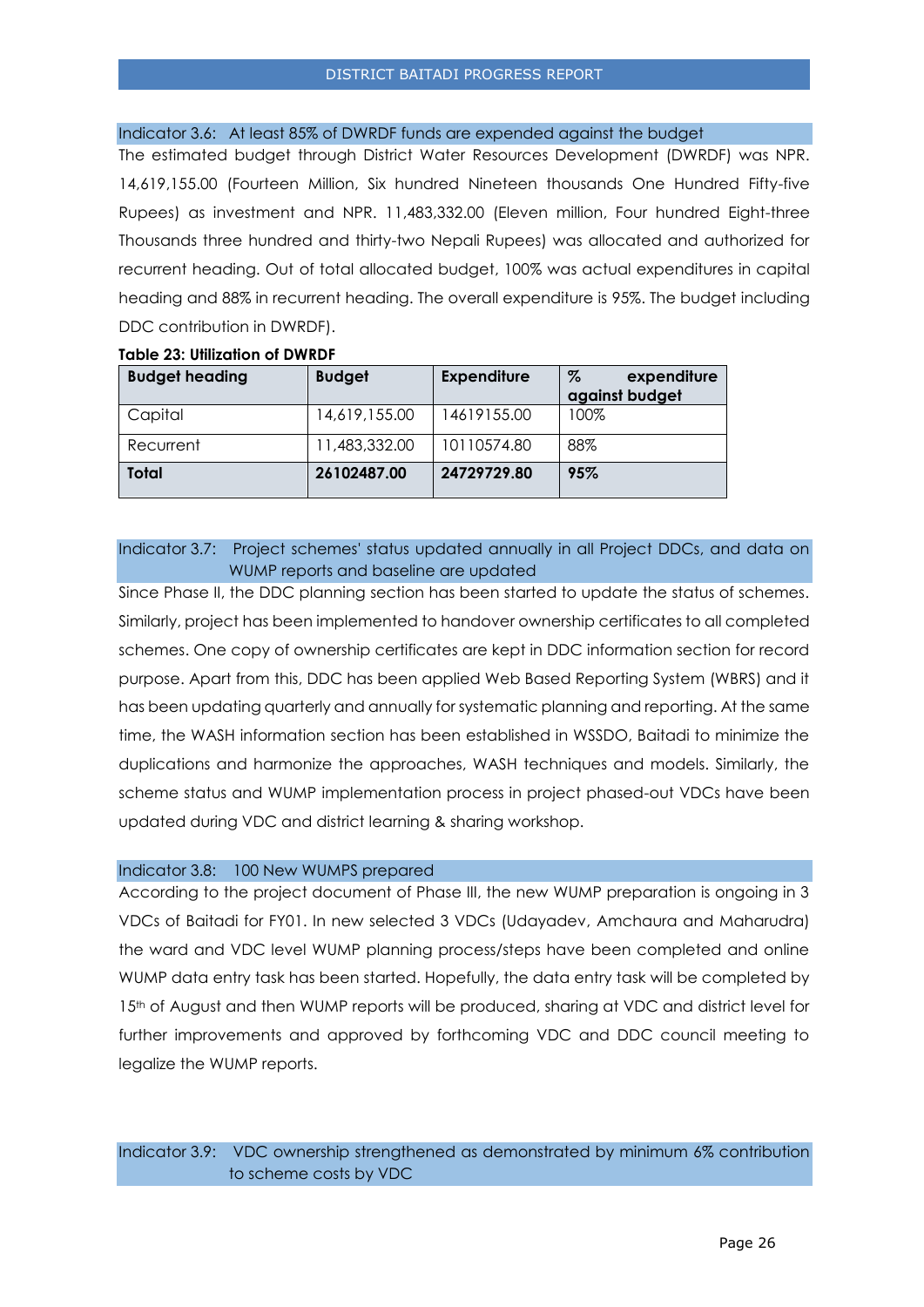Indicator 3.6: At least 85% of DWRDF funds are expended against the budget

The estimated budget through District Water Resources Development (DWRDF) was NPR. 14,619,155.00 (Fourteen Million, Six hundred Nineteen thousands One Hundred Fifty-five Rupees) as investment and NPR. 11,483,332.00 (Eleven million, Four hundred Eight-three Thousands three hundred and thirty-two Nepali Rupees) was allocated and authorized for recurrent heading. Out of total allocated budget, 100% was actual expenditures in capital heading and 88% in recurrent heading. The overall expenditure is 95%. The budget including DDC contribution in DWRDF).

**Table 23: Utilization of DWRDF**

| Budget heading | Budget | Expenditure | % expenditure against budget |
|---|---|---|---|
| Capital | 14,619,155.00 | 14619155.00 | 100% |
| Recurrent | 11,483,332.00 | 10110574.80 | 88% |
| **Total** | **26102487.00** | **24729729.80** | **95%** |

Indicator 3.7: Project schemes' status updated annually in all Project DDCs, and data on WUMP reports and baseline are updated

Since Phase II, the DDC planning section has been started to update the status of schemes. Similarly, project has been implemented to handover ownership certificates to all completed schemes. One copy of ownership certificates are kept in DDC information section for record purpose. Apart from this, DDC has been applied Web Based Reporting System (WBRS) and it has been updating quarterly and annually for systematic planning and reporting. At the same time, the WASH information section has been established in WSSDO, Baitadi to minimize the duplications and harmonize the approaches, WASH techniques and models. Similarly, the scheme status and WUMP implementation process in project phased-out VDCs have been updated during VDC and district learning & sharing workshop.

Indicator 3.8: 100 New WUMPS prepared

According to the project document of Phase III, the new WUMP preparation is ongoing in 3 VDCs of Baitadi for FY01. In new selected 3 VDCs (Udayadev, Amchaura and Maharudra) the ward and VDC level WUMP planning process/steps have been completed and online WUMP data entry task has been started. Hopefully, the data entry task will be completed by 15th of August and then WUMP reports will be produced, sharing at VDC and district level for further improvements and approved by forthcoming VDC and DDC council meeting to legalize the WUMP reports.

Indicator 3.9: VDC ownership strengthened as demonstrated by minimum 6% contribution to scheme costs by VDC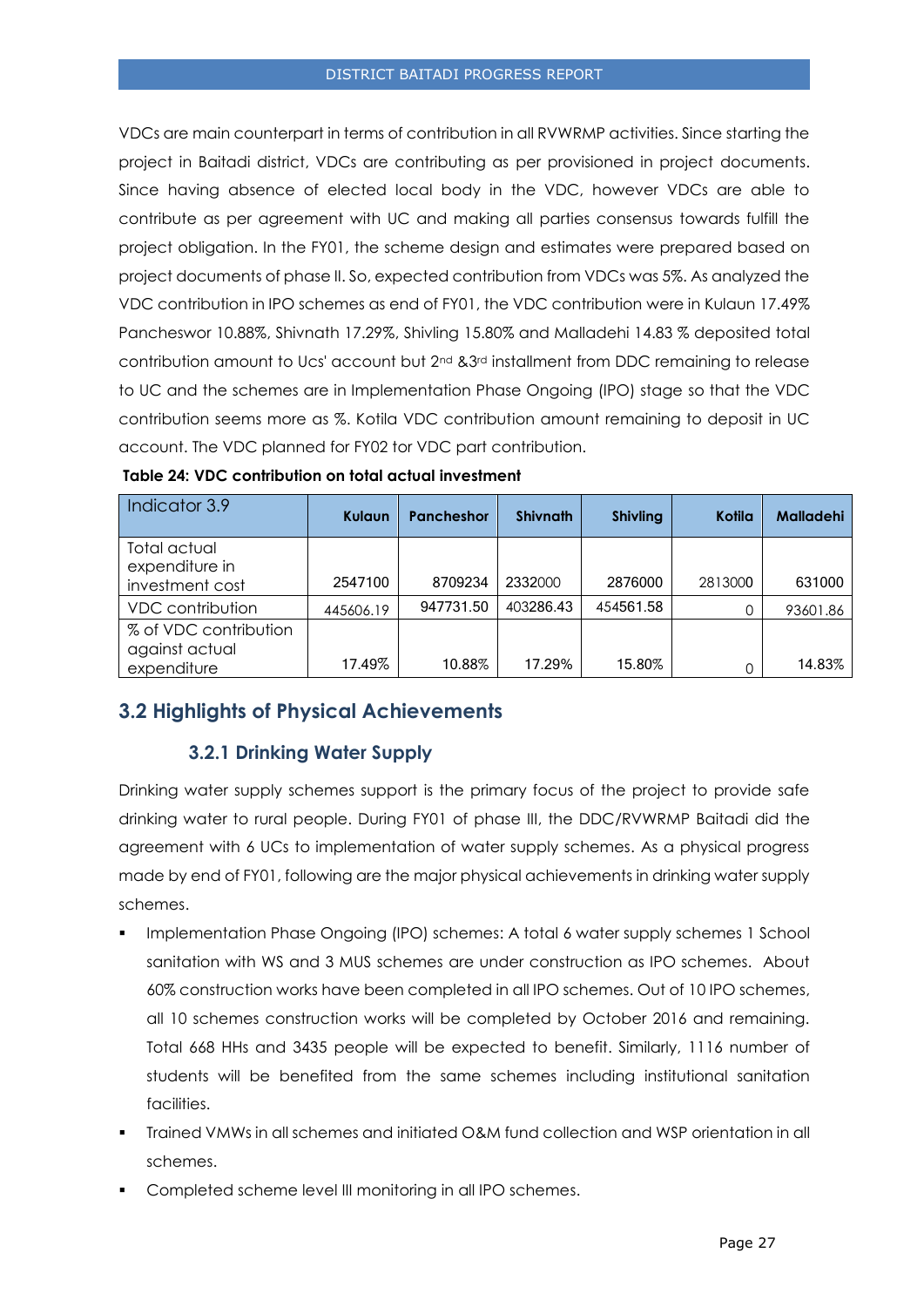VDCs are main counterpart in terms of contribution in all RVWRMP activities. Since starting the project in Baitadi district, VDCs are contributing as per provisioned in project documents. Since having absence of elected local body in the VDC, however VDCs are able to contribute as per agreement with UC and making all parties consensus towards fulfill the project obligation. In the FY01, the scheme design and estimates were prepared based on project documents of phase II. So, expected contribution from VDCs was 5%. As analyzed the VDC contribution in IPO schemes as end of FY01, the VDC contribution were in Kulaun 17.49% Pancheswor 10.88%, Shivnath 17.29%, Shivling 15.80% and Malladehi 14.83 % deposited total contribution amount to Ucs' account but 2nd &3rd installment from DDC remaining to release to UC and the schemes are in Implementation Phase Ongoing (IPO) stage so that the VDC contribution seems more as %. Kotila VDC contribution amount remaining to deposit in UC account. The VDC planned for FY02 tor VDC part contribution.

**Table 24: VDC contribution on total actual investment**

| Indicator 3.9 | Kulaun | Pancheshor | Shivnath | Shivling | Kotila | Malladehi |
|---|---|---|---|---|---|---|
| Total actual expenditure in investment cost | 2547100 | 8709234 | 2332000 | 2876000 | 2813000 | 631000 |
| VDC contribution | 445606.19 | 947731.50 | 403286.43 | 454561.58 | 0 | 93601.86 |
| % of VDC contribution against actual expenditure | 17.49% | 10.88% | 17.29% | 15.80% | 0 | 14.83% |

## 3.2 Highlights of Physical Achievements

### 3.2.1 Drinking Water Supply

Drinking water supply schemes support is the primary focus of the project to provide safe drinking water to rural people. During FY01 of phase III, the DDC/RVWRMP Baitadi did the agreement with 6 UCs to implementation of water supply schemes. As a physical progress made by end of FY01, following are the major physical achievements in drinking water supply schemes.

- Implementation Phase Ongoing (IPO) schemes: A total 6 water supply schemes 1 School sanitation with WS and 3 MUS schemes are under construction as IPO schemes. About 60% construction works have been completed in all IPO schemes. Out of 10 IPO schemes, all 10 schemes construction works will be completed by October 2016 and remaining. Total 668 HHs and 3435 people will be expected to benefit. Similarly, 1116 number of students will be benefited from the same schemes including institutional sanitation facilities.
- Trained VMWs in all schemes and initiated O&M fund collection and WSP orientation in all schemes.
- Completed scheme level III monitoring in all IPO schemes.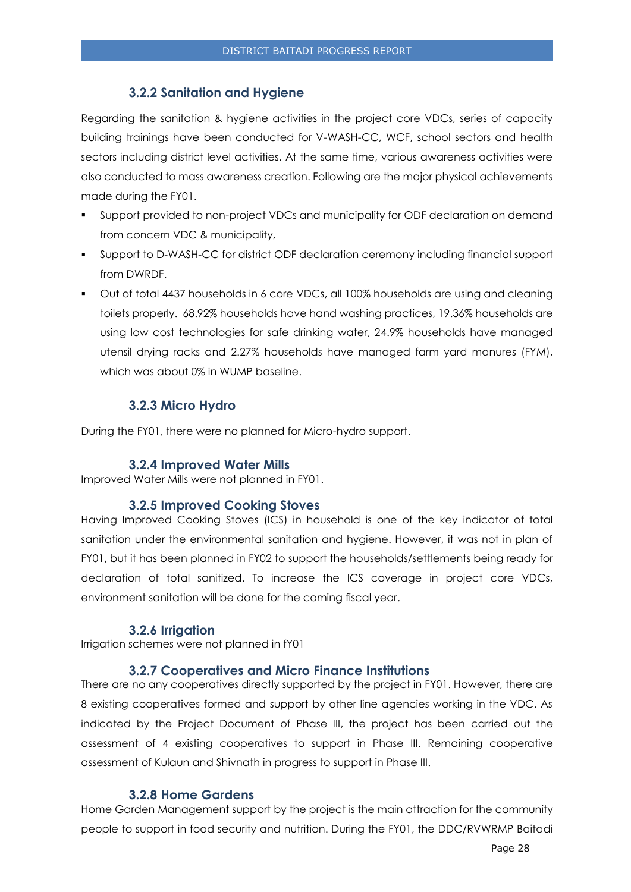### 3.2.2 Sanitation and Hygiene

Regarding the sanitation & hygiene activities in the project core VDCs, series of capacity building trainings have been conducted for V-WASH-CC, WCF, school sectors and health sectors including district level activities. At the same time, various awareness activities were also conducted to mass awareness creation. Following are the major physical achievements made during the FY01.

- Support provided to non-project VDCs and municipality for ODF declaration on demand from concern VDC & municipality,
- Support to D-WASH-CC for district ODF declaration ceremony including financial support from DWRDF.
- Out of total 4437 households in 6 core VDCs, all 100% households are using and cleaning toilets properly. 68.92% households have hand washing practices, 19.36% households are using low cost technologies for safe drinking water, 24.9% households have managed utensil drying racks and 2.27% households have managed farm yard manures (FYM), which was about 0% in WUMP baseline.

### 3.2.3 Micro Hydro

During the FY01, there were no planned for Micro-hydro support.

### 3.2.4 Improved Water Mills

Improved Water Mills were not planned in FY01.

### 3.2.5 Improved Cooking Stoves

Having Improved Cooking Stoves (ICS) in household is one of the key indicator of total sanitation under the environmental sanitation and hygiene. However, it was not in plan of FY01, but it has been planned in FY02 to support the households/settlements being ready for declaration of total sanitized. To increase the ICS coverage in project core VDCs, environment sanitation will be done for the coming fiscal year.

### 3.2.6 Irrigation

Irrigation schemes were not planned in fY01

### 3.2.7 Cooperatives and Micro Finance Institutions

There are no any cooperatives directly supported by the project in FY01. However, there are 8 existing cooperatives formed and support by other line agencies working in the VDC. As indicated by the Project Document of Phase III, the project has been carried out the assessment of 4 existing cooperatives to support in Phase III. Remaining cooperative assessment of Kulaun and Shivnath in progress to support in Phase III.

### 3.2.8 Home Gardens

Home Garden Management support by the project is the main attraction for the community people to support in food security and nutrition. During the FY01, the DDC/RVWRMP Baitadi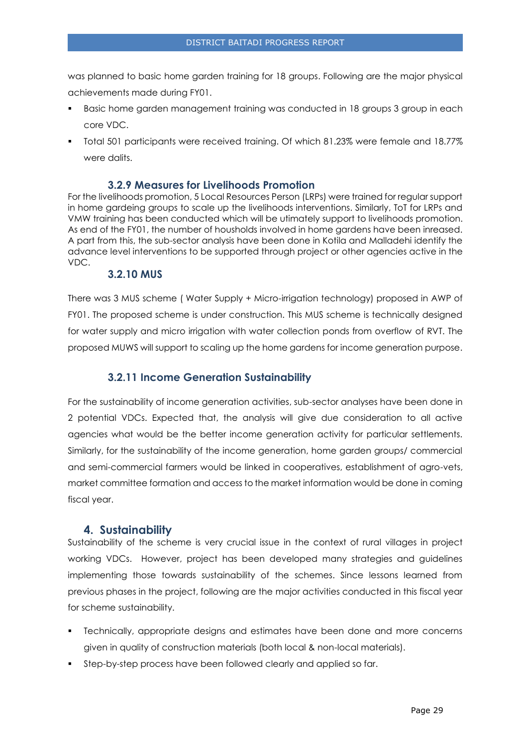was planned to basic home garden training for 18 groups. Following are the major physical achievements made during FY01.

- Basic home garden management training was conducted in 18 groups 3 group in each core VDC.
- Total 501 participants were received training. Of which 81.23% were female and 18.77% were dalits.

### 3.2.9 Measures for Livelihoods Promotion

For the livelihoods promotion, 5 Local Resources Person (LRPs) were trained for regular support in home gardeing groups to scale up the livelihoods interventions. Similarly, ToT for LRPs and VMW training has been conducted which will be utimately support to livelihoods promotion. As end of the FY01, the number of housholds involved in home gardens have been inreased. A part from this, the sub-sector analysis have been done in Kotila and Malladehi identify the advance level interventions to be supported through project or other agencies active in the VDC.

### 3.2.10 MUS

There was 3 MUS scheme ( Water Supply + Micro-irrigation technology) proposed in AWP of FY01. The proposed scheme is under construction. This MUS scheme is technically designed for water supply and micro irrigation with water collection ponds from overflow of RVT. The proposed MUWS will support to scaling up the home gardens for income generation purpose.

### 3.2.11 Income Generation Sustainability

For the sustainability of income generation activities, sub-sector analyses have been done in 2 potential VDCs. Expected that, the analysis will give due consideration to all active agencies what would be the better income generation activity for particular settlements. Similarly, for the sustainability of the income generation, home garden groups/ commercial and semi-commercial farmers would be linked in cooperatives, establishment of agro-vets, market committee formation and access to the market information would be done in coming fiscal year.

## 4. Sustainability

Sustainability of the scheme is very crucial issue in the context of rural villages in project working VDCs. However, project has been developed many strategies and guidelines implementing those towards sustainability of the schemes. Since lessons learned from previous phases in the project, following are the major activities conducted in this fiscal year for scheme sustainability.

- Technically, appropriate designs and estimates have been done and more concerns given in quality of construction materials (both local & non-local materials).
- Step-by-step process have been followed clearly and applied so far.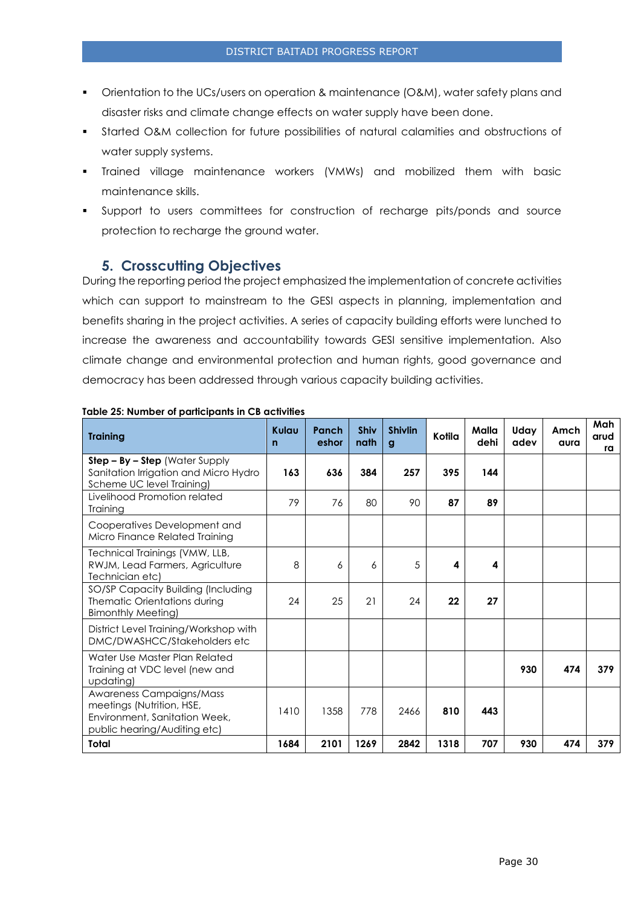- Orientation to the UCs/users on operation & maintenance (O&M), water safety plans and disaster risks and climate change effects on water supply have been done.
- Started O&M collection for future possibilities of natural calamities and obstructions of water supply systems.
- Trained village maintenance workers (VMWs) and mobilized them with basic maintenance skills.
- Support to users committees for construction of recharge pits/ponds and source protection to recharge the ground water.

## 5. Crosscutting Objectives

During the reporting period the project emphasized the implementation of concrete activities which can support to mainstream to the GESI aspects in planning, implementation and benefits sharing in the project activities. A series of capacity building efforts were lunched to increase the awareness and accountability towards GESI sensitive implementation. Also climate change and environmental protection and human rights, good governance and democracy has been addressed through various capacity building activities.

**Table 25: Number of participants in CB activities**

| Training | Kulaun | Pancheshor | Shivnath | Shivling | Kotila | Malladehi | Udayadev | Amchaura | Maharudra |
|---|---|---|---|---|---|---|---|---|---|
| **Step – By – Step** (Water Supply Sanitation Irrigation and Micro Hydro Scheme UC level Training) | **163** | **636** | **384** | **257** | **395** | **144** | | | |
| Livelihood Promotion related Training | 79 | 76 | 80 | 90 | **87** | **89** | | | |
| Cooperatives Development and Micro Finance Related Training | | | | | | | | | |
| Technical Trainings (VMW, LLB, RWJM, Lead Farmers, Agriculture Technician etc) | 8 | 6 | 6 | 5 | **4** | **4** | | | |
| SO/SP Capacity Building (Including Thematic Orientations during Bimonthly Meeting) | 24 | 25 | 21 | 24 | **22** | **27** | | | |
| District Level Training/Workshop with DMC/DWASHCC/Stakeholders etc | | | | | | | | | |
| Water Use Master Plan Related Training at VDC level (new and updating) | | | | | | | **930** | **474** | **379** |
| Awareness Campaigns/Mass meetings (Nutrition, HSE, Environment, Sanitation Week, public hearing/Auditing etc) | 1410 | 1358 | 778 | 2466 | **810** | **443** | | | |
| **Total** | **1684** | **2101** | **1269** | **2842** | **1318** | **707** | **930** | **474** | **379** |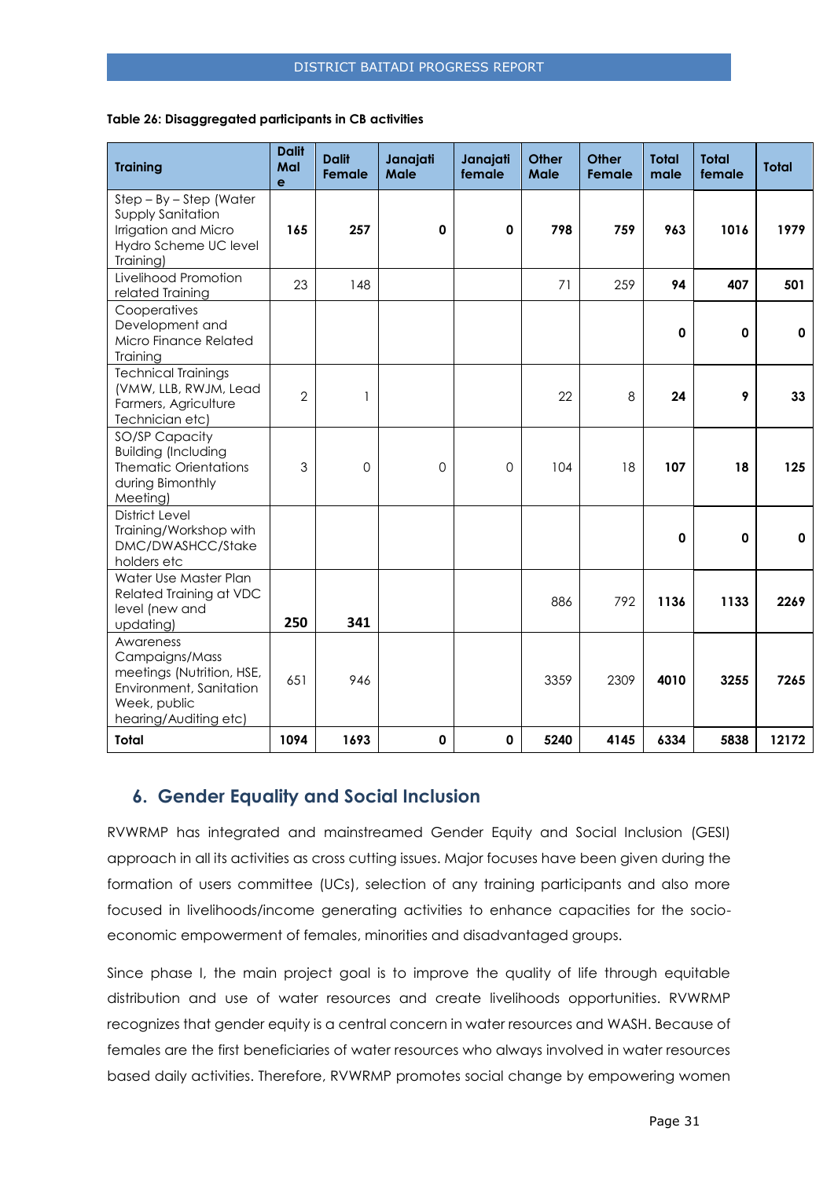**Table 26: Disaggregated participants in CB activities**

| Training | Dalit Male | Dalit Female | Janajati Male | Janajati female | Other Male | Other Female | Total male | Total female | Total |
|---|---|---|---|---|---|---|---|---|---|
| Step – By – Step (Water Supply Sanitation Irrigation and Micro Hydro Scheme UC level Training) | **165** | **257** | **0** | **0** | **798** | **759** | **963** | **1016** | **1979** |
| Livelihood Promotion related Training | 23 | 148 | | | 71 | 259 | **94** | **407** | **501** |
| Cooperatives Development and Micro Finance Related Training | | | | | | | **0** | **0** | **0** |
| Technical Trainings (VMW, LLB, RWJM, Lead Farmers, Agriculture Technician etc) | 2 | 1 | | | 22 | 8 | **24** | **9** | **33** |
| SO/SP Capacity Building (Including Thematic Orientations during Bimonthly Meeting) | 3 | 0 | 0 | 0 | 104 | 18 | **107** | **18** | **125** |
| District Level Training/Workshop with DMC/DWASHCC/Stake holders etc | | | | | | | **0** | **0** | **0** |
| Water Use Master Plan Related Training at VDC level (new and updating) | **250** | **341** | | | 886 | 792 | **1136** | **1133** | **2269** |
| Awareness Campaigns/Mass meetings (Nutrition, HSE, Environment, Sanitation Week, public hearing/Auditing etc) | 651 | 946 | | | 3359 | 2309 | **4010** | **3255** | **7265** |
| **Total** | **1094** | **1693** | **0** | **0** | **5240** | **4145** | **6334** | **5838** | **12172** |

## 6. Gender Equality and Social Inclusion

RVWRMP has integrated and mainstreamed Gender Equity and Social Inclusion (GESI) approach in all its activities as cross cutting issues. Major focuses have been given during the formation of users committee (UCs), selection of any training participants and also more focused in livelihoods/income generating activities to enhance capacities for the socio-economic empowerment of females, minorities and disadvantaged groups.

Since phase I, the main project goal is to improve the quality of life through equitable distribution and use of water resources and create livelihoods opportunities. RVWRMP recognizes that gender equity is a central concern in water resources and WASH. Because of females are the first beneficiaries of water resources who always involved in water resources based daily activities. Therefore, RVWRMP promotes social change by empowering women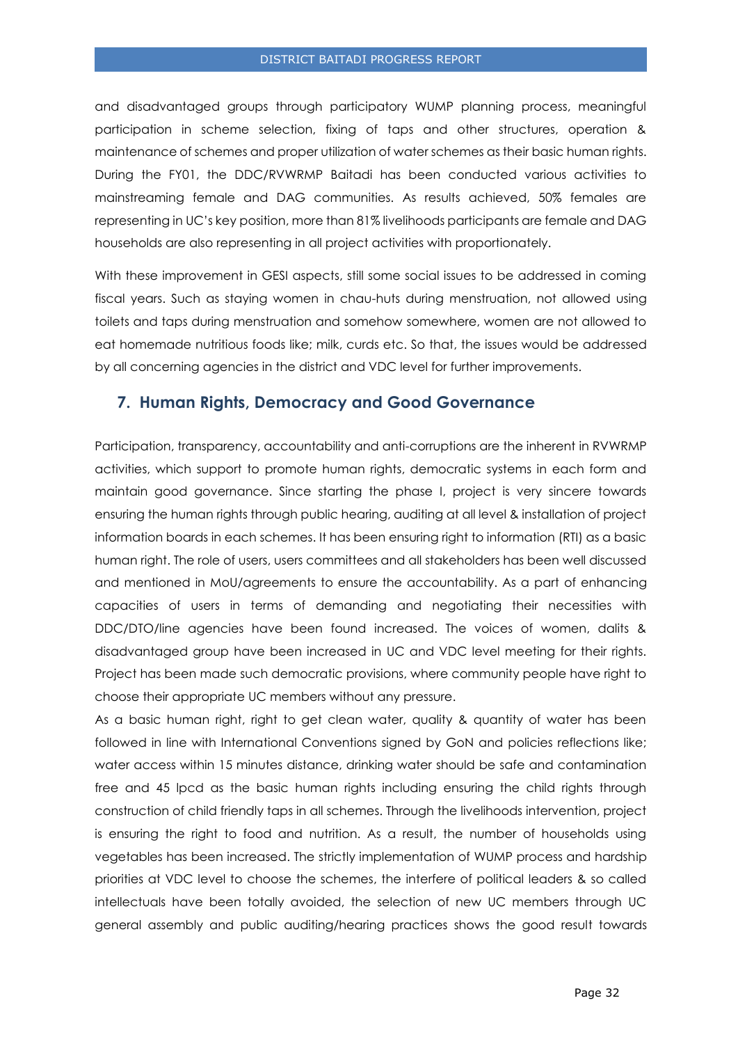and disadvantaged groups through participatory WUMP planning process, meaningful participation in scheme selection, fixing of taps and other structures, operation & maintenance of schemes and proper utilization of water schemes as their basic human rights. During the FY01, the DDC/RVWRMP Baitadi has been conducted various activities to mainstreaming female and DAG communities. As results achieved, 50% females are representing in UC's key position, more than 81% livelihoods participants are female and DAG households are also representing in all project activities with proportionately.

With these improvement in GESI aspects, still some social issues to be addressed in coming fiscal years. Such as staying women in chau-huts during menstruation, not allowed using toilets and taps during menstruation and somehow somewhere, women are not allowed to eat homemade nutritious foods like; milk, curds etc. So that, the issues would be addressed by all concerning agencies in the district and VDC level for further improvements.

## 7. Human Rights, Democracy and Good Governance

Participation, transparency, accountability and anti-corruptions are the inherent in RVWRMP activities, which support to promote human rights, democratic systems in each form and maintain good governance. Since starting the phase I, project is very sincere towards ensuring the human rights through public hearing, auditing at all level & installation of project information boards in each schemes. It has been ensuring right to information (RTI) as a basic human right. The role of users, users committees and all stakeholders has been well discussed and mentioned in MoU/agreements to ensure the accountability. As a part of enhancing capacities of users in terms of demanding and negotiating their necessities with DDC/DTO/line agencies have been found increased. The voices of women, dalits & disadvantaged group have been increased in UC and VDC level meeting for their rights. Project has been made such democratic provisions, where community people have right to choose their appropriate UC members without any pressure.

As a basic human right, right to get clean water, quality & quantity of water has been followed in line with International Conventions signed by GoN and policies reflections like; water access within 15 minutes distance, drinking water should be safe and contamination free and 45 lpcd as the basic human rights including ensuring the child rights through construction of child friendly taps in all schemes. Through the livelihoods intervention, project is ensuring the right to food and nutrition. As a result, the number of households using vegetables has been increased. The strictly implementation of WUMP process and hardship priorities at VDC level to choose the schemes, the interfere of political leaders & so called intellectuals have been totally avoided, the selection of new UC members through UC general assembly and public auditing/hearing practices shows the good result towards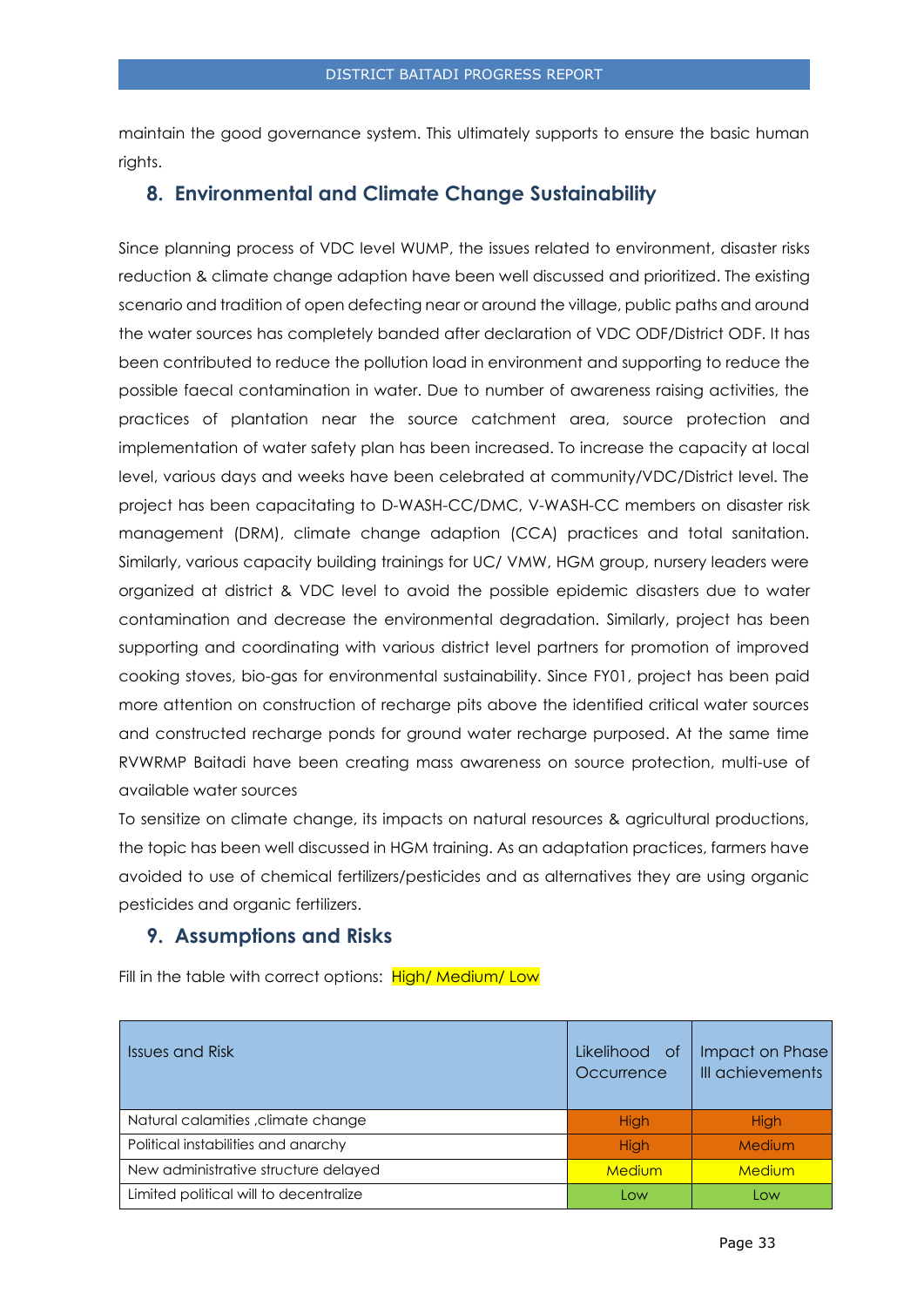maintain the good governance system. This ultimately supports to ensure the basic human rights.

## 8. Environmental and Climate Change Sustainability

Since planning process of VDC level WUMP, the issues related to environment, disaster risks reduction & climate change adaption have been well discussed and prioritized. The existing scenario and tradition of open defecting near or around the village, public paths and around the water sources has completely banded after declaration of VDC ODF/District ODF. It has been contributed to reduce the pollution load in environment and supporting to reduce the possible faecal contamination in water. Due to number of awareness raising activities, the practices of plantation near the source catchment area, source protection and implementation of water safety plan has been increased. To increase the capacity at local level, various days and weeks have been celebrated at community/VDC/District level. The project has been capacitating to D-WASH-CC/DMC, V-WASH-CC members on disaster risk management (DRM), climate change adaption (CCA) practices and total sanitation. Similarly, various capacity building trainings for UC/ VMW, HGM group, nursery leaders were organized at district & VDC level to avoid the possible epidemic disasters due to water contamination and decrease the environmental degradation. Similarly, project has been supporting and coordinating with various district level partners for promotion of improved cooking stoves, bio-gas for environmental sustainability. Since FY01, project has been paid more attention on construction of recharge pits above the identified critical water sources and constructed recharge ponds for ground water recharge purposed. At the same time RVWRMP Baitadi have been creating mass awareness on source protection, multi-use of available water sources

To sensitize on climate change, its impacts on natural resources & agricultural productions, the topic has been well discussed in HGM training. As an adaptation practices, farmers have avoided to use of chemical fertilizers/pesticides and as alternatives they are using organic pesticides and organic fertilizers.

## 9. Assumptions and Risks

Fill in the table with correct options: High/ Medium/ Low

| Issues and Risk | Likelihood of Occurrence | Impact on Phase III achievements |
|---|---|---|
| Natural calamities ,climate change | High | High |
| Political instabilities and anarchy | High | Medium |
| New administrative structure delayed | Medium | Medium |
| Limited political will to decentralize | Low | Low |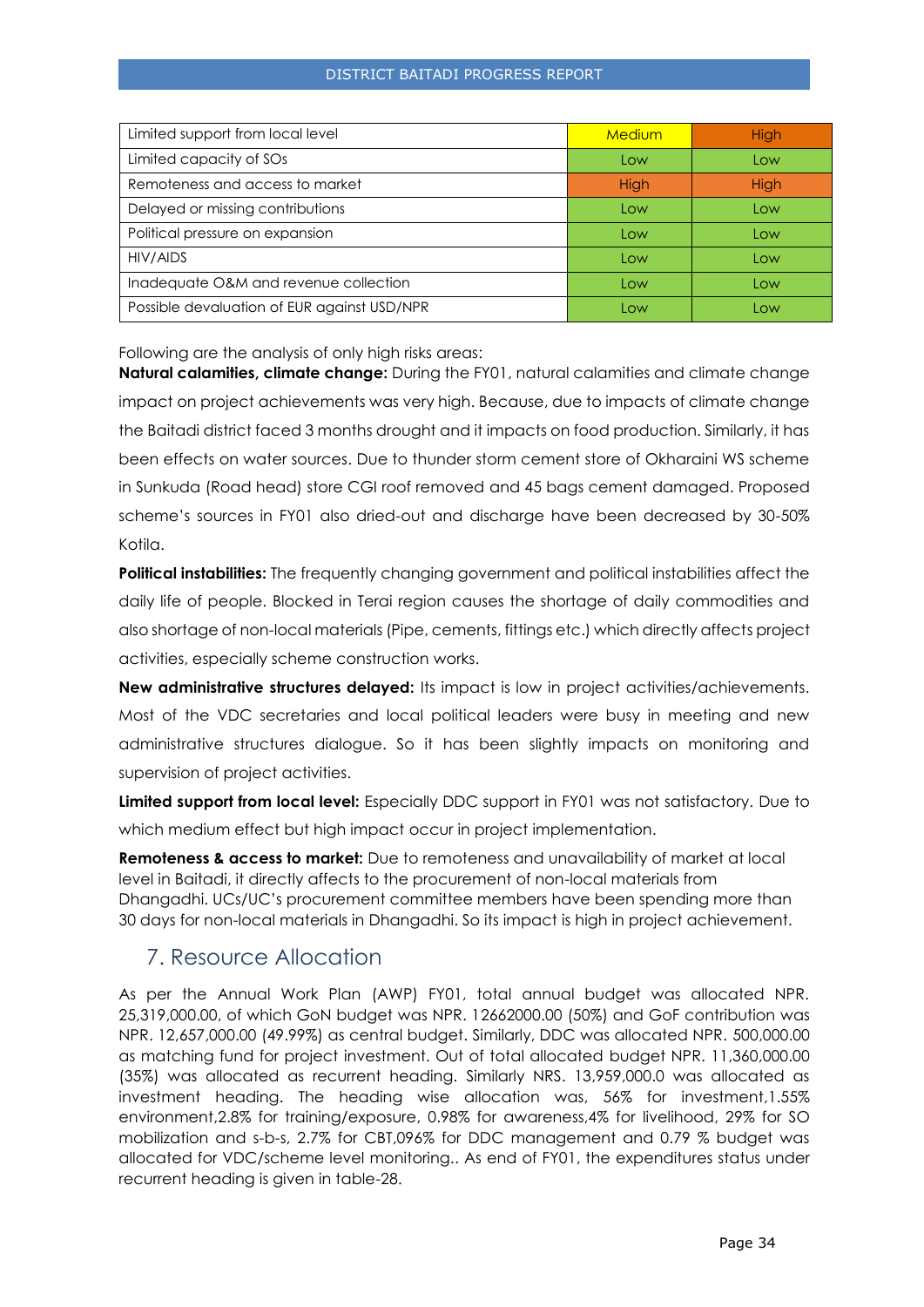| | | |
|---|---|---|
| Limited support from local level | Medium | High |
| Limited capacity of SOs | Low | Low |
| Remoteness and access to market | High | High |
| Delayed or missing contributions | Low | Low |
| Political pressure on expansion | Low | Low |
| HIV/AIDS | Low | Low |
| Inadequate O&M and revenue collection | Low | Low |
| Possible devaluation of EUR against USD/NPR | Low | Low |

Following are the analysis of only high risks areas:

**Natural calamities, climate change:** During the FY01, natural calamities and climate change impact on project achievements was very high. Because, due to impacts of climate change the Baitadi district faced 3 months drought and it impacts on food production. Similarly, it has been effects on water sources. Due to thunder storm cement store of Okharaini WS scheme in Sunkuda (Road head) store CGI roof removed and 45 bags cement damaged. Proposed scheme's sources in FY01 also dried-out and discharge have been decreased by 30-50% Kotila.

**Political instabilities:** The frequently changing government and political instabilities affect the daily life of people. Blocked in Terai region causes the shortage of daily commodities and also shortage of non-local materials (Pipe, cements, fittings etc.) which directly affects project activities, especially scheme construction works.

**New administrative structures delayed:** Its impact is low in project activities/achievements. Most of the VDC secretaries and local political leaders were busy in meeting and new administrative structures dialogue. So it has been slightly impacts on monitoring and supervision of project activities.

**Limited support from local level:** Especially DDC support in FY01 was not satisfactory. Due to which medium effect but high impact occur in project implementation.

**Remoteness & access to market:** Due to remoteness and unavailability of market at local level in Baitadi, it directly affects to the procurement of non-local materials from Dhangadhi. UCs/UC's procurement committee members have been spending more than 30 days for non-local materials in Dhangadhi. So its impact is high in project achievement.

## 7. Resource Allocation

As per the Annual Work Plan (AWP) FY01, total annual budget was allocated NPR. 25,319,000.00, of which GoN budget was NPR. 12662000.00 (50%) and GoF contribution was NPR. 12,657,000.00 (49.99%) as central budget. Similarly, DDC was allocated NPR. 500,000.00 as matching fund for project investment. Out of total allocated budget NPR. 11,360,000.00 (35%) was allocated as recurrent heading. Similarly NRS. 13,959,000.0 was allocated as investment heading. The heading wise allocation was, 56% for investment,1.55% environment,2.8% for training/exposure, 0.98% for awareness,4% for livelihood, 29% for SO mobilization and s-b-s, 2.7% for CBT,096% for DDC management and 0.79 % budget was allocated for VDC/scheme level monitoring.. As end of FY01, the expenditures status under recurrent heading is given in table-28.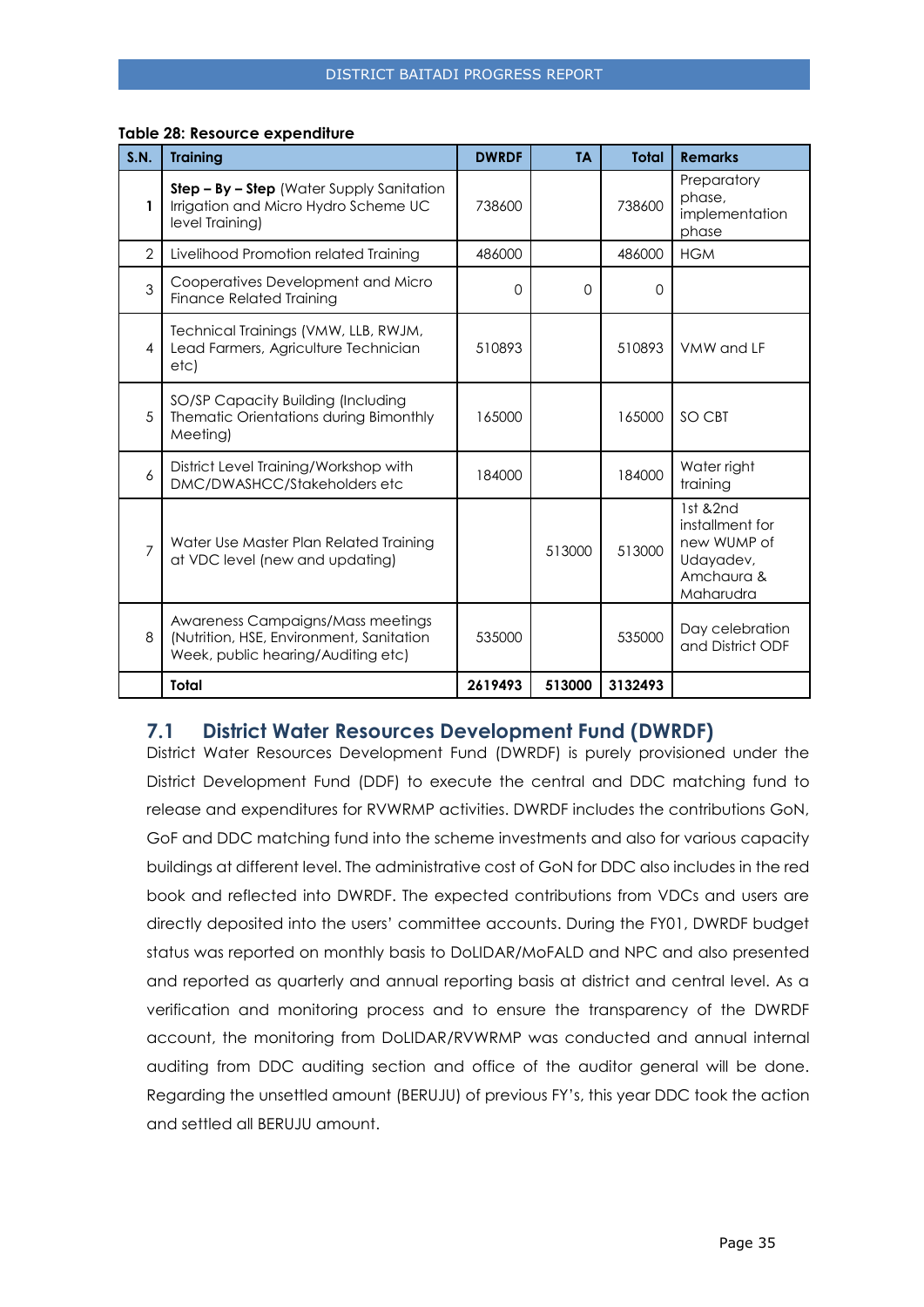**Table 28: Resource expenditure**

| S.N. | Training | DWRDF | TA | Total | Remarks |
|---|---|---|---|---|---|
| 1 | **Step – By – Step** (Water Supply Sanitation Irrigation and Micro Hydro Scheme UC level Training) | 738600 | | 738600 | Preparatory phase, implementation phase |
| 2 | Livelihood Promotion related Training | 486000 | | 486000 | HGM |
| 3 | Cooperatives Development and Micro Finance Related Training | 0 | 0 | 0 | |
| 4 | Technical Trainings (VMW, LLB, RWJM, Lead Farmers, Agriculture Technician etc) | 510893 | | 510893 | VMW and LF |
| 5 | SO/SP Capacity Building (Including Thematic Orientations during Bimonthly Meeting) | 165000 | | 165000 | SO CBT |
| 6 | District Level Training/Workshop with DMC/DWASHCC/Stakeholders etc | 184000 | | 184000 | Water right training |
| 7 | Water Use Master Plan Related Training at VDC level (new and updating) | | 513000 | 513000 | 1st &2nd installment for new WUMP of Udayadev, Amchaura & Maharudra |
| 8 | Awareness Campaigns/Mass meetings (Nutrition, HSE, Environment, Sanitation Week, public hearing/Auditing etc) | 535000 | | 535000 | Day celebration and District ODF |
| | **Total** | **2619493** | **513000** | **3132493** | |

## 7.1 District Water Resources Development Fund (DWRDF)

District Water Resources Development Fund (DWRDF) is purely provisioned under the District Development Fund (DDF) to execute the central and DDC matching fund to release and expenditures for RVWRMP activities. DWRDF includes the contributions GoN, GoF and DDC matching fund into the scheme investments and also for various capacity buildings at different level. The administrative cost of GoN for DDC also includes in the red book and reflected into DWRDF. The expected contributions from VDCs and users are directly deposited into the users' committee accounts. During the FY01, DWRDF budget status was reported on monthly basis to DoLIDAR/MoFALD and NPC and also presented and reported as quarterly and annual reporting basis at district and central level. As a verification and monitoring process and to ensure the transparency of the DWRDF account, the monitoring from DoLIDAR/RVWRMP was conducted and annual internal auditing from DDC auditing section and office of the auditor general will be done. Regarding the unsettled amount (BERUJU) of previous FY's, this year DDC took the action and settled all BERUJU amount.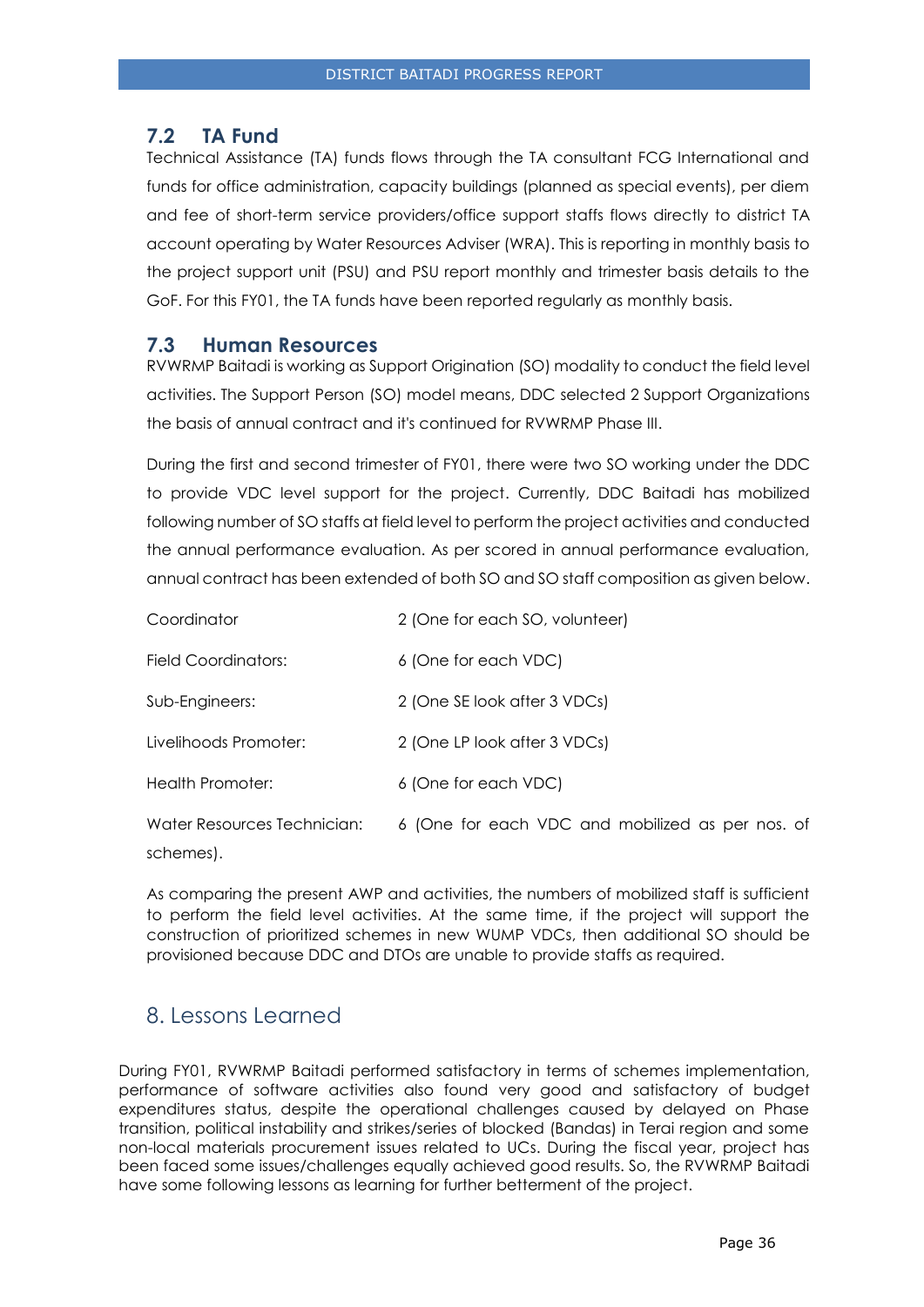## 7.2 TA Fund

Technical Assistance (TA) funds flows through the TA consultant FCG International and funds for office administration, capacity buildings (planned as special events), per diem and fee of short-term service providers/office support staffs flows directly to district TA account operating by Water Resources Adviser (WRA). This is reporting in monthly basis to the project support unit (PSU) and PSU report monthly and trimester basis details to the GoF. For this FY01, the TA funds have been reported regularly as monthly basis.

## 7.3 Human Resources

RVWRMP Baitadi is working as Support Origination (SO) modality to conduct the field level activities. The Support Person (SO) model means, DDC selected 2 Support Organizations the basis of annual contract and it's continued for RVWRMP Phase III.

During the first and second trimester of FY01, there were two SO working under the DDC to provide VDC level support for the project. Currently, DDC Baitadi has mobilized following number of SO staffs at field level to perform the project activities and conducted the annual performance evaluation. As per scored in annual performance evaluation, annual contract has been extended of both SO and SO staff composition as given below.

| | |
|---|---|
| Coordinator | 2 (One for each SO, volunteer) |
| Field Coordinators: | 6 (One for each VDC) |
| Sub-Engineers: | 2 (One SE look after 3 VDCs) |
| Livelihoods Promoter: | 2 (One LP look after 3 VDCs) |
| Health Promoter: | 6 (One for each VDC) |
| Water Resources Technician: | 6 (One for each VDC and mobilized as per nos. of schemes). |

As comparing the present AWP and activities, the numbers of mobilized staff is sufficient to perform the field level activities. At the same time, if the project will support the construction of prioritized schemes in new WUMP VDCs, then additional SO should be provisioned because DDC and DTOs are unable to provide staffs as required.

# 8. Lessons Learned

During FY01, RVWRMP Baitadi performed satisfactory in terms of schemes implementation, performance of software activities also found very good and satisfactory of budget expenditures status, despite the operational challenges caused by delayed on Phase transition, political instability and strikes/series of blocked (Bandas) in Terai region and some non-local materials procurement issues related to UCs. During the fiscal year, project has been faced some issues/challenges equally achieved good results. So, the RVWRMP Baitadi have some following lessons as learning for further betterment of the project.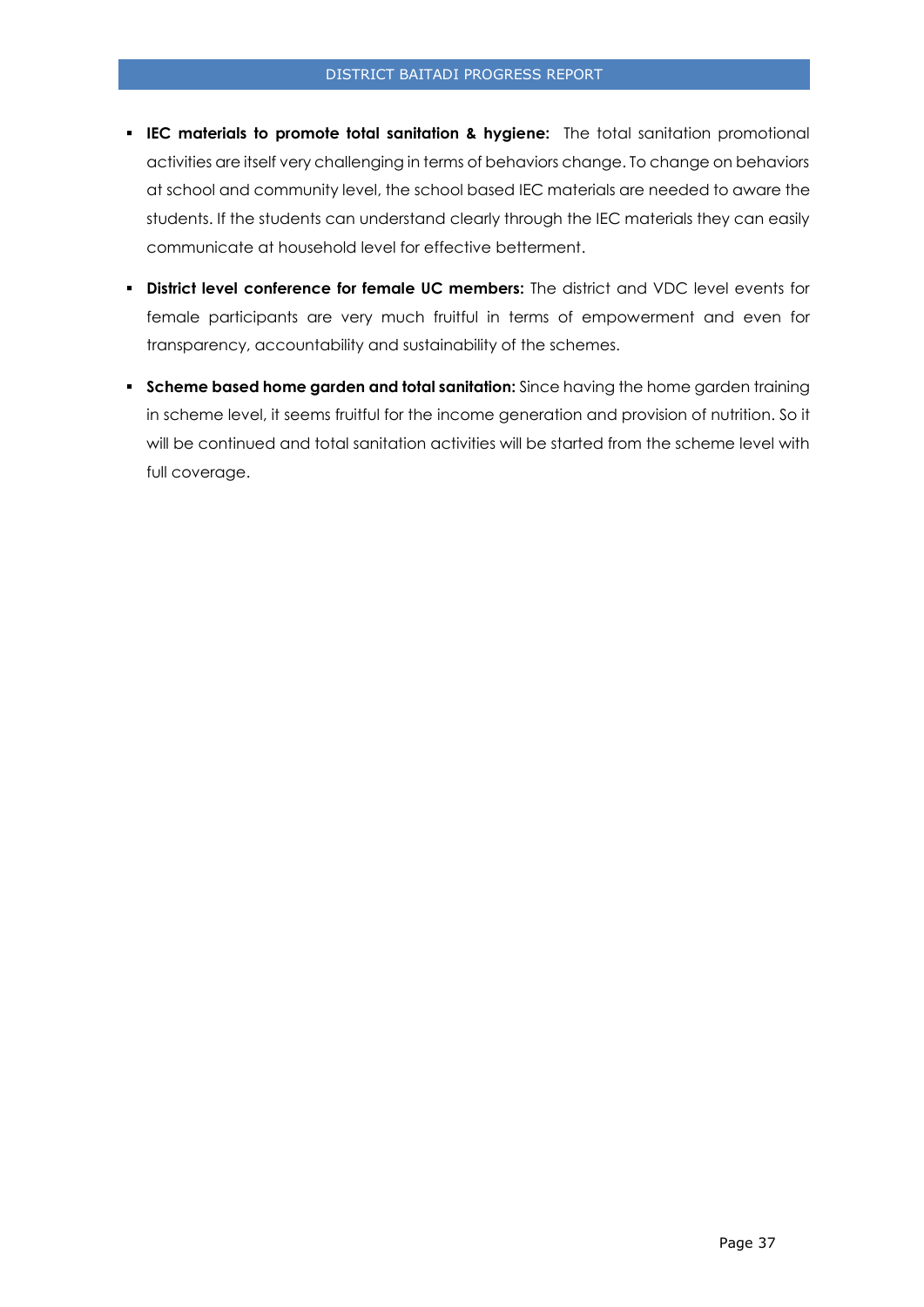- **IEC materials to promote total sanitation & hygiene:** The total sanitation promotional activities are itself very challenging in terms of behaviors change. To change on behaviors at school and community level, the school based IEC materials are needed to aware the students. If the students can understand clearly through the IEC materials they can easily communicate at household level for effective betterment.
- **District level conference for female UC members:** The district and VDC level events for female participants are very much fruitful in terms of empowerment and even for transparency, accountability and sustainability of the schemes.
- **Scheme based home garden and total sanitation:** Since having the home garden training in scheme level, it seems fruitful for the income generation and provision of nutrition. So it will be continued and total sanitation activities will be started from the scheme level with full coverage.